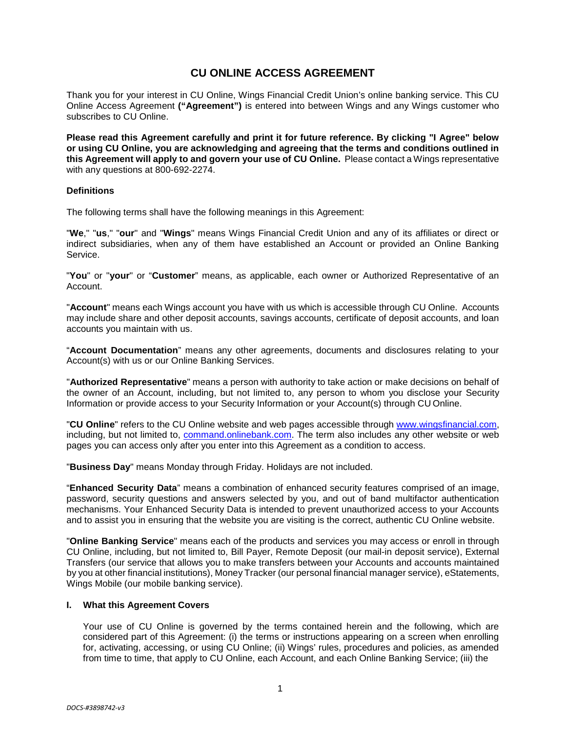# CU ONLINE ACCESS AGREEMENT

Thank you for your interest in CU Online, Wings Financial Credit Union's online banking service. This CU Online Access Agreement **("Agreement")** is entered into between Wings and any Wings customer who subscribes to CU Online.

**Please read this Agreement carefully and print it for future reference. By clicking "I Agree" below or using CU Online, you are acknowledging and agreeing that the terms and conditions outlined in this Agreement will apply to and govern your use of CU Online.** Please contact a Wings representative with any questions at 800-692-2274.

### Definitions

The following terms shall have the following meanings in this Agreement:

"**We**," "**us**," "**our**" and "**Wings**" means Wings Financial Credit Union and any of its affiliates or direct or indirect subsidiaries, when any of them have established an Account or provided an Online Banking Service.

"**You**" or "**your**" or "**Customer**" means, as applicable, each owner or Authorized Representative of an Account.

"**Account**" means each Wings account you have with us which is accessible through CU Online. Accounts may include share and other deposit accounts, savings accounts, certificate of deposit accounts, and loan accounts you maintain with us.

"**Account Documentation**" means any other agreements, documents and disclosures relating to your Account(s) with us or our Online Banking Services.

"**Authorized Representative**" means a person with authority to take action or make decisions on behalf of the owner of an Account, including, but not limited to, any person to whom you disclose your Security Information or provide access to your Security Information or your Account(s) through CU Online.

"**CU Online**" refers to the CU Online website and web pages accessible through www.wingsfinancial.com, including, but not limited to, command.onlinebank.com. The term also includes any other website or web pages you can access only after you enter into this Agreement as a condition to access.

"**Business Day**" means Monday through Friday. Holidays are not included.

"**Enhanced Security Data**" means a combination of enhanced security features comprised of an image, password, security questions and answers selected by you, and out of band multifactor authentication mechanisms. Your Enhanced Security Data is intended to prevent unauthorized access to your Accounts and to assist you in ensuring that the website you are visiting is the correct, authentic CU Online website.

"**Online Banking Service**" means each of the products and services you may access or enroll in through CU Online, including, but not limited to, Bill Payer, Remote Deposit (our mail-in deposit service), External Transfers (our service that allows you to make transfers between your Accounts and accounts maintained by you at other financial institutions), Money Tracker (our personal financial manager service), eStatements, Wings Mobile (our mobile banking service).

### I. What this Agreement Covers

Your use of CU Online is governed by the terms contained herein and the following, which are considered part of this Agreement: (i) the terms or instructions appearing on a screen when enrolling for, activating, accessing, or using CU Online; (ii) Wings' rules, procedures and policies, as amended from time to time, that apply to CU Online, each Account, and each Online Banking Service; (iii) the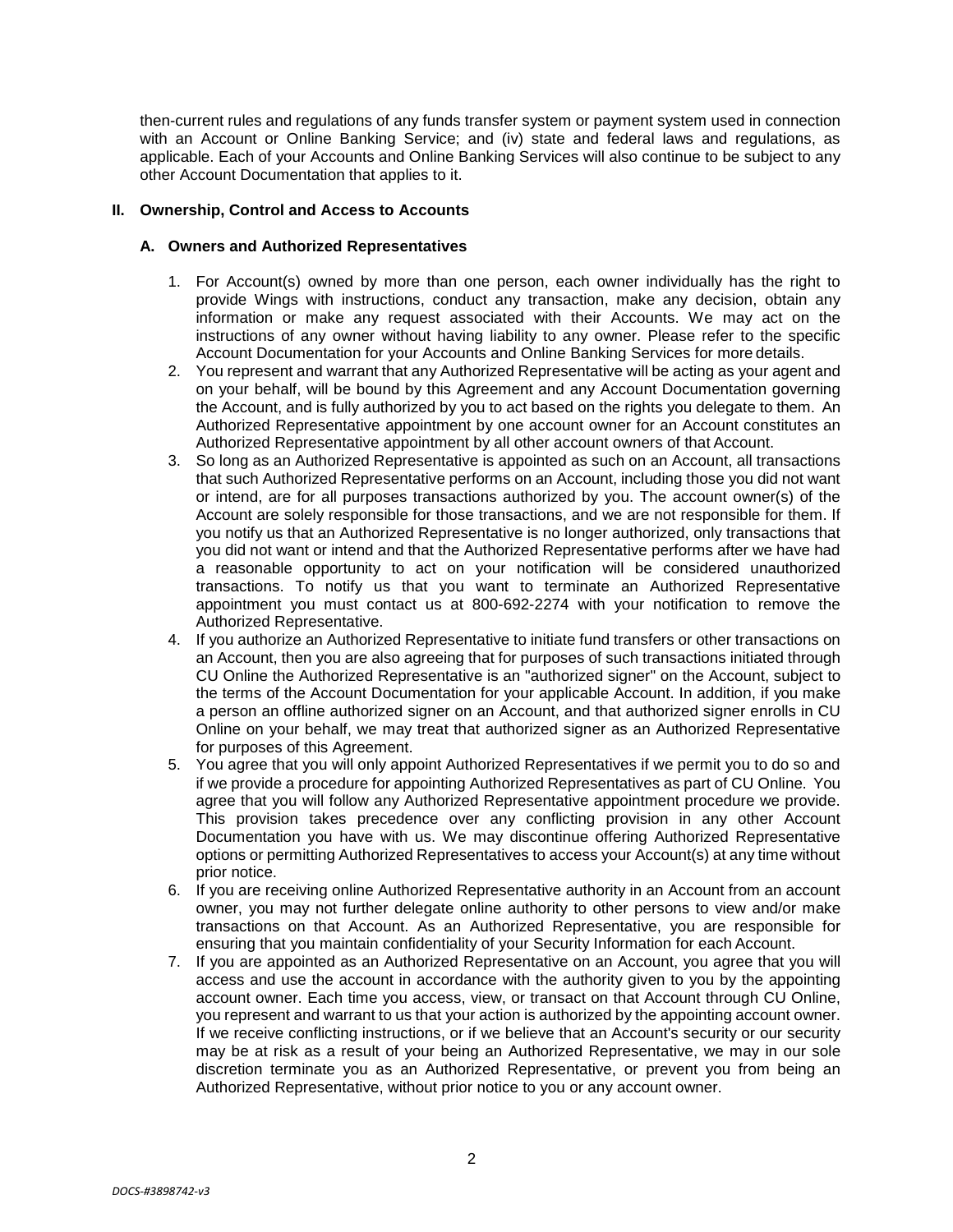then-current rules and regulations of any funds transfer system or payment system used in connection with an Account or Online Banking Service; and (iv) state and federal laws and regulations, as applicable. Each of your Accounts and Online Banking Services will also continue to be subject to any other Account Documentation that applies to it.

## II. Ownership, Control and Access to Accounts

### A. Owners and Authorized Representatives

1. For Account(s) owned by more than one person, each owner individually has the right to provide Wings with instructions, conduct any transaction, make any decision, obtain any information or make any request associated with their Accounts. We may act on the instructions of any owner without having liability to any owner. Please refer to the specific Account Documentation for your Accounts and Online Banking Services for more details.
2. You represent and warrant that any Authorized Representative will be acting as your agent and on your behalf, will be bound by this Agreement and any Account Documentation governing the Account, and is fully authorized by you to act based on the rights you delegate to them. An Authorized Representative appointment by one account owner for an Account constitutes an Authorized Representative appointment by all other account owners of that Account.
3. So long as an Authorized Representative is appointed as such on an Account, all transactions that such Authorized Representative performs on an Account, including those you did not want or intend, are for all purposes transactions authorized by you. The account owner(s) of the Account are solely responsible for those transactions, and we are not responsible for them. If you notify us that an Authorized Representative is no longer authorized, only transactions that you did not want or intend and that the Authorized Representative performs after we have had a reasonable opportunity to act on your notification will be considered unauthorized transactions. To notify us that you want to terminate an Authorized Representative appointment you must contact us at 800-692-2274 with your notification to remove the Authorized Representative.
4. If you authorize an Authorized Representative to initiate fund transfers or other transactions on an Account, then you are also agreeing that for purposes of such transactions initiated through CU Online the Authorized Representative is an "authorized signer" on the Account, subject to the terms of the Account Documentation for your applicable Account. In addition, if you make a person an offline authorized signer on an Account, and that authorized signer enrolls in CU Online on your behalf, we may treat that authorized signer as an Authorized Representative for purposes of this Agreement.
5. You agree that you will only appoint Authorized Representatives if we permit you to do so and if we provide a procedure for appointing Authorized Representatives as part of CU Online. You agree that you will follow any Authorized Representative appointment procedure we provide. This provision takes precedence over any conflicting provision in any other Account Documentation you have with us. We may discontinue offering Authorized Representative options or permitting Authorized Representatives to access your Account(s) at any time without prior notice.
6. If you are receiving online Authorized Representative authority in an Account from an account owner, you may not further delegate online authority to other persons to view and/or make transactions on that Account. As an Authorized Representative, you are responsible for ensuring that you maintain confidentiality of your Security Information for each Account.
7. If you are appointed as an Authorized Representative on an Account, you agree that you will access and use the account in accordance with the authority given to you by the appointing account owner. Each time you access, view, or transact on that Account through CU Online, you represent and warrant to us that your action is authorized by the appointing account owner. If we receive conflicting instructions, or if we believe that an Account's security or our security may be at risk as a result of your being an Authorized Representative, we may in our sole discretion terminate you as an Authorized Representative, or prevent you from being an Authorized Representative, without prior notice to you or any account owner.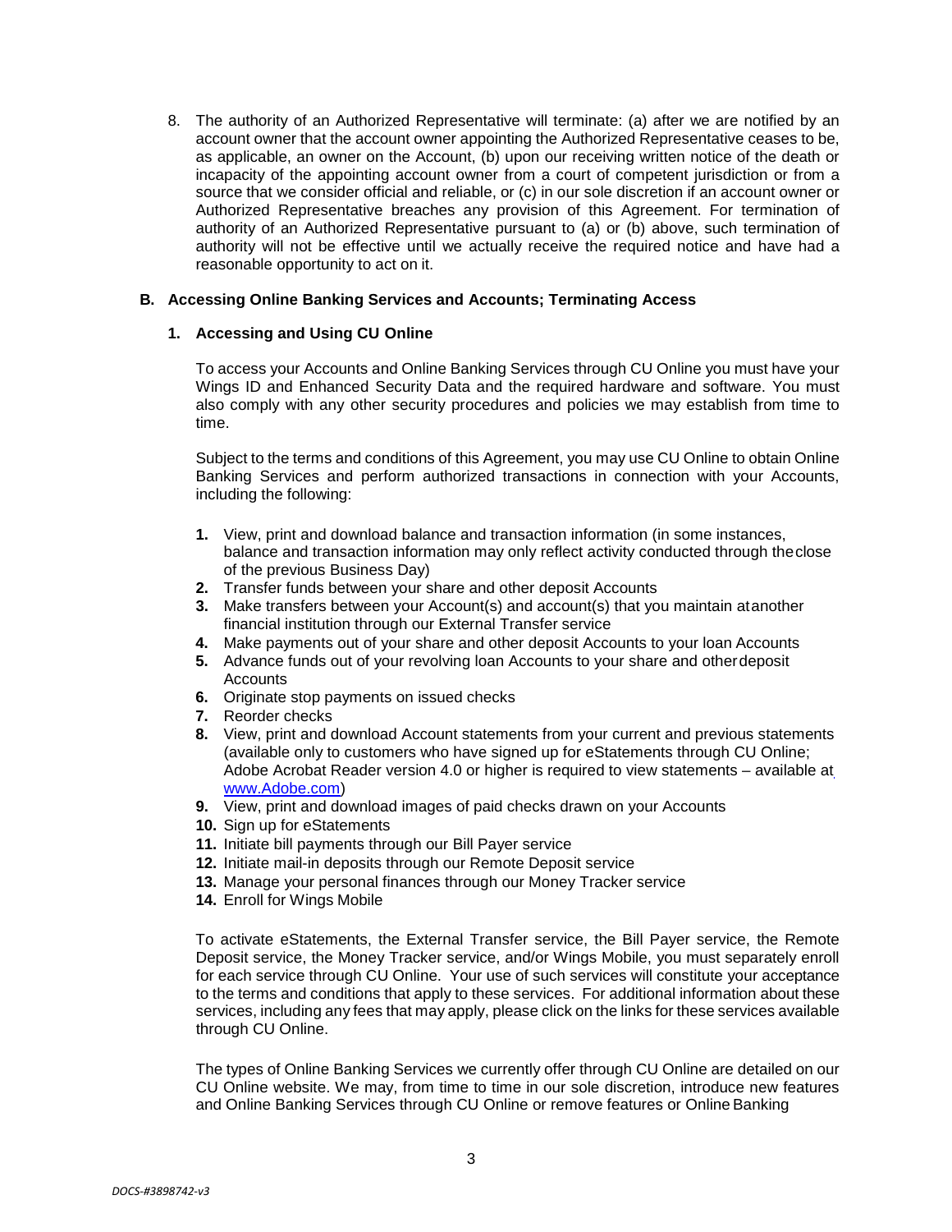8. The authority of an Authorized Representative will terminate: (a) after we are notified by an account owner that the account owner appointing the Authorized Representative ceases to be, as applicable, an owner on the Account, (b) upon our receiving written notice of the death or incapacity of the appointing account owner from a court of competent jurisdiction or from a source that we consider official and reliable, or (c) in our sole discretion if an account owner or Authorized Representative breaches any provision of this Agreement. For termination of authority of an Authorized Representative pursuant to (a) or (b) above, such termination of authority will not be effective until we actually receive the required notice and have had a reasonable opportunity to act on it.

## B. Accessing Online Banking Services and Accounts; Terminating Access

### 1. Accessing and Using CU Online

To access your Accounts and Online Banking Services through CU Online you must have your Wings ID and Enhanced Security Data and the required hardware and software. You must also comply with any other security procedures and policies we may establish from time to time.

Subject to the terms and conditions of this Agreement, you may use CU Online to obtain Online Banking Services and perform authorized transactions in connection with your Accounts, including the following:

1. View, print and download balance and transaction information (in some instances, balance and transaction information may only reflect activity conducted through the close of the previous Business Day)
2. Transfer funds between your share and other deposit Accounts
3. Make transfers between your Account(s) and account(s) that you maintain at another financial institution through our External Transfer service
4. Make payments out of your share and other deposit Accounts to your loan Accounts
5. Advance funds out of your revolving loan Accounts to your share and other deposit Accounts
6. Originate stop payments on issued checks
7. Reorder checks
8. View, print and download Account statements from your current and previous statements (available only to customers who have signed up for eStatements through CU Online; Adobe Acrobat Reader version 4.0 or higher is required to view statements – available at www.Adobe.com)
9. View, print and download images of paid checks drawn on your Accounts
10. Sign up for eStatements
11. Initiate bill payments through our Bill Payer service
12. Initiate mail-in deposits through our Remote Deposit service
13. Manage your personal finances through our Money Tracker service
14. Enroll for Wings Mobile

To activate eStatements, the External Transfer service, the Bill Payer service, the Remote Deposit service, the Money Tracker service, and/or Wings Mobile, you must separately enroll for each service through CU Online. Your use of such services will constitute your acceptance to the terms and conditions that apply to these services. For additional information about these services, including any fees that may apply, please click on the links for these services available through CU Online.

The types of Online Banking Services we currently offer through CU Online are detailed on our CU Online website. We may, from time to time in our sole discretion, introduce new features and Online Banking Services through CU Online or remove features or Online Banking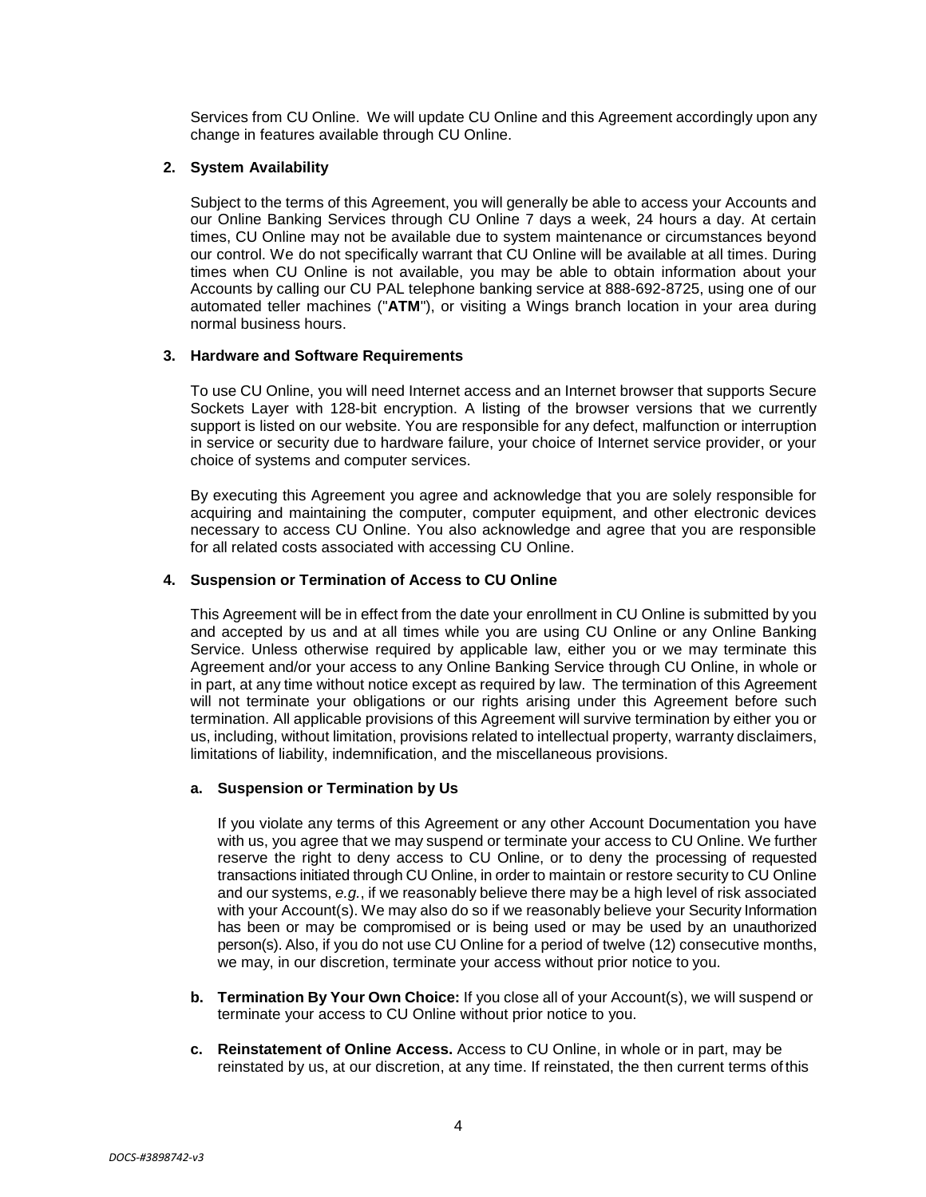Services from CU Online. We will update CU Online and this Agreement accordingly upon any change in features available through CU Online.

## 2. System Availability

Subject to the terms of this Agreement, you will generally be able to access your Accounts and our Online Banking Services through CU Online 7 days a week, 24 hours a day. At certain times, CU Online may not be available due to system maintenance or circumstances beyond our control. We do not specifically warrant that CU Online will be available at all times. During times when CU Online is not available, you may be able to obtain information about your Accounts by calling our CU PAL telephone banking service at 888-692-8725, using one of our automated teller machines ("**ATM**"), or visiting a Wings branch location in your area during normal business hours.

## 3. Hardware and Software Requirements

To use CU Online, you will need Internet access and an Internet browser that supports Secure Sockets Layer with 128-bit encryption. A listing of the browser versions that we currently support is listed on our website. You are responsible for any defect, malfunction or interruption in service or security due to hardware failure, your choice of Internet service provider, or your choice of systems and computer services.

By executing this Agreement you agree and acknowledge that you are solely responsible for acquiring and maintaining the computer, computer equipment, and other electronic devices necessary to access CU Online. You also acknowledge and agree that you are responsible for all related costs associated with accessing CU Online.

## 4. Suspension or Termination of Access to CU Online

This Agreement will be in effect from the date your enrollment in CU Online is submitted by you and accepted by us and at all times while you are using CU Online or any Online Banking Service. Unless otherwise required by applicable law, either you or we may terminate this Agreement and/or your access to any Online Banking Service through CU Online, in whole or in part, at any time without notice except as required by law. The termination of this Agreement will not terminate your obligations or our rights arising under this Agreement before such termination. All applicable provisions of this Agreement will survive termination by either you or us, including, without limitation, provisions related to intellectual property, warranty disclaimers, limitations of liability, indemnification, and the miscellaneous provisions.

### a. Suspension or Termination by Us

If you violate any terms of this Agreement or any other Account Documentation you have with us, you agree that we may suspend or terminate your access to CU Online. We further reserve the right to deny access to CU Online, or to deny the processing of requested transactions initiated through CU Online, in order to maintain or restore security to CU Online and our systems, *e.g.*, if we reasonably believe there may be a high level of risk associated with your Account(s). We may also do so if we reasonably believe your Security Information has been or may be compromised or is being used or may be used by an unauthorized person(s). Also, if you do not use CU Online for a period of twelve (12) consecutive months, we may, in our discretion, terminate your access without prior notice to you.

**b. Termination By Your Own Choice:** If you close all of your Account(s), we will suspend or terminate your access to CU Online without prior notice to you.

**c. Reinstatement of Online Access.** Access to CU Online, in whole or in part, may be reinstated by us, at our discretion, at any time. If reinstated, the then current terms of this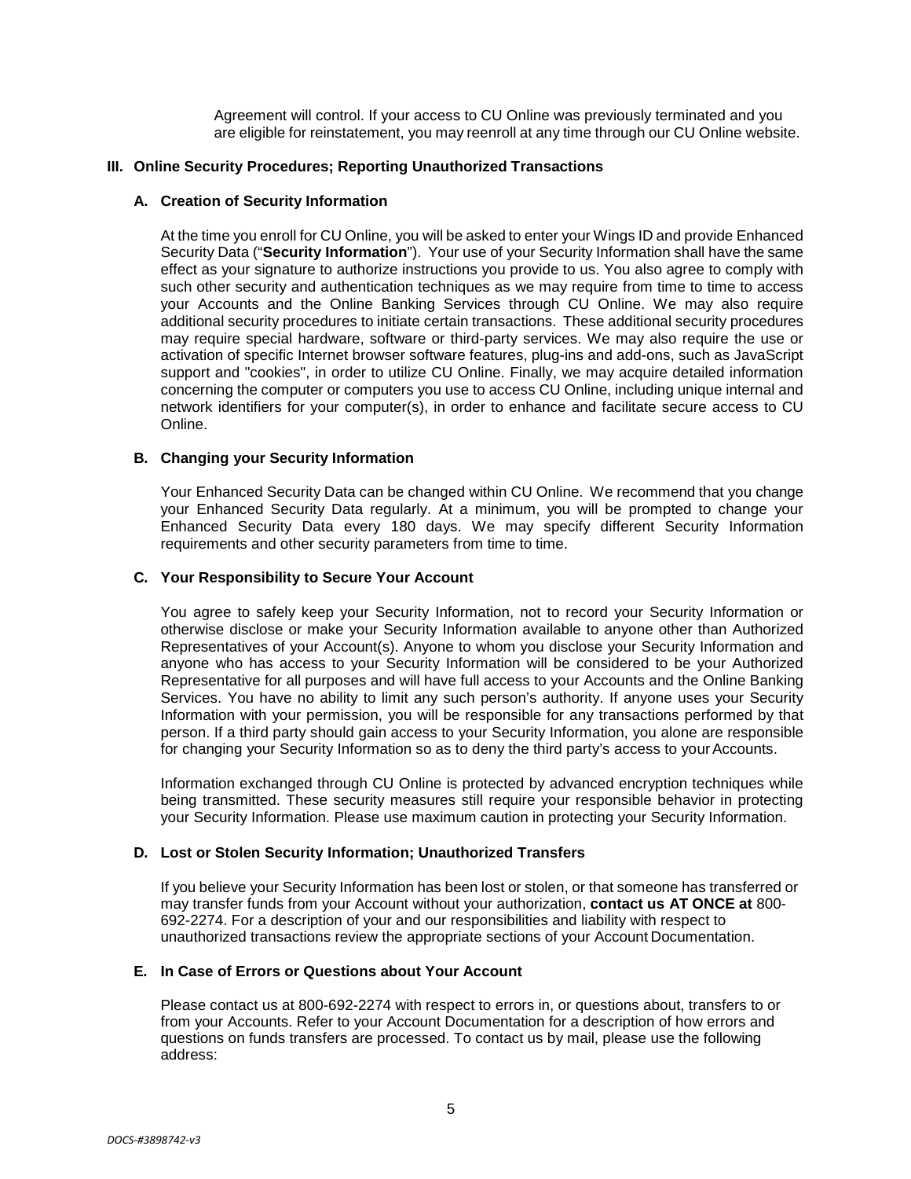Agreement will control. If your access to CU Online was previously terminated and you are eligible for reinstatement, you may reenroll at any time through our CU Online website.

## III. Online Security Procedures; Reporting Unauthorized Transactions

### A. Creation of Security Information

At the time you enroll for CU Online, you will be asked to enter your Wings ID and provide Enhanced Security Data ("**Security Information**"). Your use of your Security Information shall have the same effect as your signature to authorize instructions you provide to us. You also agree to comply with such other security and authentication techniques as we may require from time to time to access your Accounts and the Online Banking Services through CU Online. We may also require additional security procedures to initiate certain transactions. These additional security procedures may require special hardware, software or third-party services. We may also require the use or activation of specific Internet browser software features, plug-ins and add-ons, such as JavaScript support and "cookies", in order to utilize CU Online. Finally, we may acquire detailed information concerning the computer or computers you use to access CU Online, including unique internal and network identifiers for your computer(s), in order to enhance and facilitate secure access to CU Online.

### B. Changing your Security Information

Your Enhanced Security Data can be changed within CU Online. We recommend that you change your Enhanced Security Data regularly. At a minimum, you will be prompted to change your Enhanced Security Data every 180 days. We may specify different Security Information requirements and other security parameters from time to time.

### C. Your Responsibility to Secure Your Account

You agree to safely keep your Security Information, not to record your Security Information or otherwise disclose or make your Security Information available to anyone other than Authorized Representatives of your Account(s). Anyone to whom you disclose your Security Information and anyone who has access to your Security Information will be considered to be your Authorized Representative for all purposes and will have full access to your Accounts and the Online Banking Services. You have no ability to limit any such person's authority. If anyone uses your Security Information with your permission, you will be responsible for any transactions performed by that person. If a third party should gain access to your Security Information, you alone are responsible for changing your Security Information so as to deny the third party's access to your Accounts.

Information exchanged through CU Online is protected by advanced encryption techniques while being transmitted. These security measures still require your responsible behavior in protecting your Security Information. Please use maximum caution in protecting your Security Information.

### D. Lost or Stolen Security Information; Unauthorized Transfers

If you believe your Security Information has been lost or stolen, or that someone has transferred or may transfer funds from your Account without your authorization, **contact us AT ONCE at** 800-692-2274. For a description of your and our responsibilities and liability with respect to unauthorized transactions review the appropriate sections of your Account Documentation.

### E. In Case of Errors or Questions about Your Account

Please contact us at 800-692-2274 with respect to errors in, or questions about, transfers to or from your Accounts. Refer to your Account Documentation for a description of how errors and questions on funds transfers are processed. To contact us by mail, please use the following address: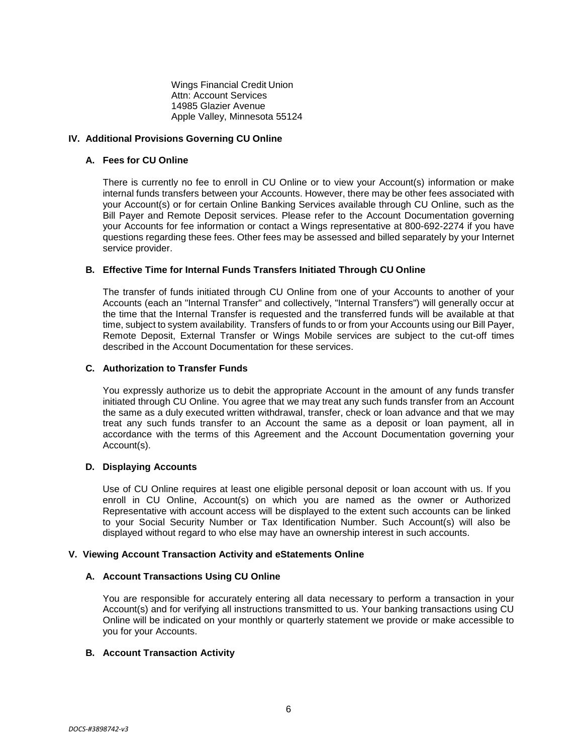Wings Financial Credit Union
Attn: Account Services
14985 Glazier Avenue
Apple Valley, Minnesota 55124

## IV. Additional Provisions Governing CU Online

### A. Fees for CU Online

There is currently no fee to enroll in CU Online or to view your Account(s) information or make internal funds transfers between your Accounts. However, there may be other fees associated with your Account(s) or for certain Online Banking Services available through CU Online, such as the Bill Payer and Remote Deposit services. Please refer to the Account Documentation governing your Accounts for fee information or contact a Wings representative at 800-692-2274 if you have questions regarding these fees. Other fees may be assessed and billed separately by your Internet service provider.

### B. Effective Time for Internal Funds Transfers Initiated Through CU Online

The transfer of funds initiated through CU Online from one of your Accounts to another of your Accounts (each an "Internal Transfer" and collectively, "Internal Transfers") will generally occur at the time that the Internal Transfer is requested and the transferred funds will be available at that time, subject to system availability. Transfers of funds to or from your Accounts using our Bill Payer, Remote Deposit, External Transfer or Wings Mobile services are subject to the cut-off times described in the Account Documentation for these services.

### C. Authorization to Transfer Funds

You expressly authorize us to debit the appropriate Account in the amount of any funds transfer initiated through CU Online. You agree that we may treat any such funds transfer from an Account the same as a duly executed written withdrawal, transfer, check or loan advance and that we may treat any such funds transfer to an Account the same as a deposit or loan payment, all in accordance with the terms of this Agreement and the Account Documentation governing your Account(s).

### D. Displaying Accounts

Use of CU Online requires at least one eligible personal deposit or loan account with us. If you enroll in CU Online, Account(s) on which you are named as the owner or Authorized Representative with account access will be displayed to the extent such accounts can be linked to your Social Security Number or Tax Identification Number. Such Account(s) will also be displayed without regard to who else may have an ownership interest in such accounts.

## V. Viewing Account Transaction Activity and eStatements Online

### A. Account Transactions Using CU Online

You are responsible for accurately entering all data necessary to perform a transaction in your Account(s) and for verifying all instructions transmitted to us. Your banking transactions using CU Online will be indicated on your monthly or quarterly statement we provide or make accessible to you for your Accounts.

### B. Account Transaction Activity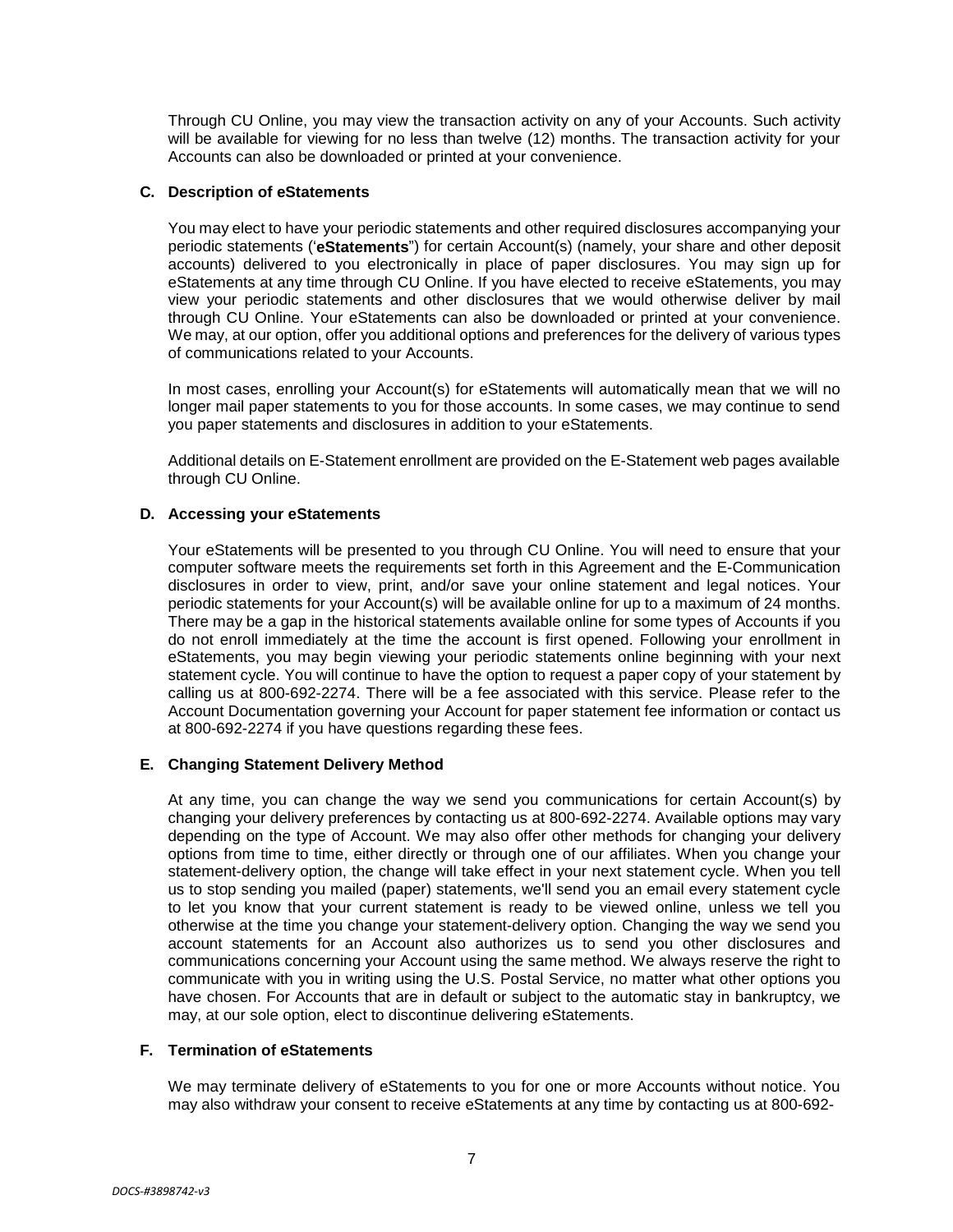Through CU Online, you may view the transaction activity on any of your Accounts. Such activity will be available for viewing for no less than twelve (12) months. The transaction activity for your Accounts can also be downloaded or printed at your convenience.

### C. Description of eStatements

You may elect to have your periodic statements and other required disclosures accompanying your periodic statements ('**eStatements**") for certain Account(s) (namely, your share and other deposit accounts) delivered to you electronically in place of paper disclosures. You may sign up for eStatements at any time through CU Online. If you have elected to receive eStatements, you may view your periodic statements and other disclosures that we would otherwise deliver by mail through CU Online. Your eStatements can also be downloaded or printed at your convenience. We may, at our option, offer you additional options and preferences for the delivery of various types of communications related to your Accounts.

In most cases, enrolling your Account(s) for eStatements will automatically mean that we will no longer mail paper statements to you for those accounts. In some cases, we may continue to send you paper statements and disclosures in addition to your eStatements.

Additional details on E-Statement enrollment are provided on the E-Statement web pages available through CU Online.

### D. Accessing your eStatements

Your eStatements will be presented to you through CU Online. You will need to ensure that your computer software meets the requirements set forth in this Agreement and the E-Communication disclosures in order to view, print, and/or save your online statement and legal notices. Your periodic statements for your Account(s) will be available online for up to a maximum of 24 months. There may be a gap in the historical statements available online for some types of Accounts if you do not enroll immediately at the time the account is first opened. Following your enrollment in eStatements, you may begin viewing your periodic statements online beginning with your next statement cycle. You will continue to have the option to request a paper copy of your statement by calling us at 800-692-2274. There will be a fee associated with this service. Please refer to the Account Documentation governing your Account for paper statement fee information or contact us at 800-692-2274 if you have questions regarding these fees.

### E. Changing Statement Delivery Method

At any time, you can change the way we send you communications for certain Account(s) by changing your delivery preferences by contacting us at 800-692-2274. Available options may vary depending on the type of Account. We may also offer other methods for changing your delivery options from time to time, either directly or through one of our affiliates. When you change your statement-delivery option, the change will take effect in your next statement cycle. When you tell us to stop sending you mailed (paper) statements, we'll send you an email every statement cycle to let you know that your current statement is ready to be viewed online, unless we tell you otherwise at the time you change your statement-delivery option. Changing the way we send you account statements for an Account also authorizes us to send you other disclosures and communications concerning your Account using the same method. We always reserve the right to communicate with you in writing using the U.S. Postal Service, no matter what other options you have chosen. For Accounts that are in default or subject to the automatic stay in bankruptcy, we may, at our sole option, elect to discontinue delivering eStatements.

### F. Termination of eStatements

We may terminate delivery of eStatements to you for one or more Accounts without notice. You may also withdraw your consent to receive eStatements at any time by contacting us at 800-692-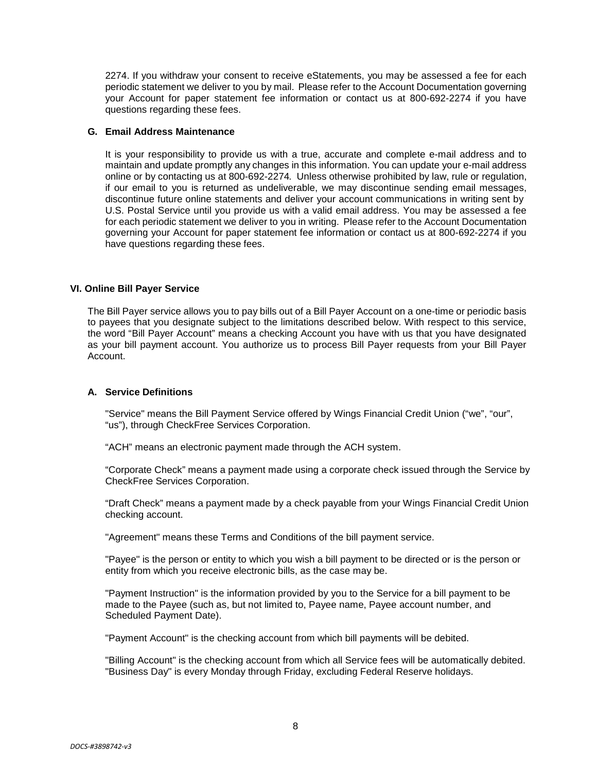2274. If you withdraw your consent to receive eStatements, you may be assessed a fee for each periodic statement we deliver to you by mail. Please refer to the Account Documentation governing your Account for paper statement fee information or contact us at 800-692-2274 if you have questions regarding these fees.

### G. Email Address Maintenance

It is your responsibility to provide us with a true, accurate and complete e-mail address and to maintain and update promptly any changes in this information. You can update your e-mail address online or by contacting us at 800-692-2274. Unless otherwise prohibited by law, rule or regulation, if our email to you is returned as undeliverable, we may discontinue sending email messages, discontinue future online statements and deliver your account communications in writing sent by U.S. Postal Service until you provide us with a valid email address. You may be assessed a fee for each periodic statement we deliver to you in writing. Please refer to the Account Documentation governing your Account for paper statement fee information or contact us at 800-692-2274 if you have questions regarding these fees.

## VI. Online Bill Payer Service

The Bill Payer service allows you to pay bills out of a Bill Payer Account on a one-time or periodic basis to payees that you designate subject to the limitations described below. With respect to this service, the word "Bill Payer Account" means a checking Account you have with us that you have designated as your bill payment account. You authorize us to process Bill Payer requests from your Bill Payer Account.

### A. Service Definitions

"Service" means the Bill Payment Service offered by Wings Financial Credit Union ("we", "our", "us"), through CheckFree Services Corporation.

"ACH" means an electronic payment made through the ACH system.

"Corporate Check" means a payment made using a corporate check issued through the Service by CheckFree Services Corporation.

"Draft Check" means a payment made by a check payable from your Wings Financial Credit Union checking account.

"Agreement" means these Terms and Conditions of the bill payment service.

"Payee" is the person or entity to which you wish a bill payment to be directed or is the person or entity from which you receive electronic bills, as the case may be.

"Payment Instruction" is the information provided by you to the Service for a bill payment to be made to the Payee (such as, but not limited to, Payee name, Payee account number, and Scheduled Payment Date).

"Payment Account" is the checking account from which bill payments will be debited.

"Billing Account" is the checking account from which all Service fees will be automatically debited.
"Business Day" is every Monday through Friday, excluding Federal Reserve holidays.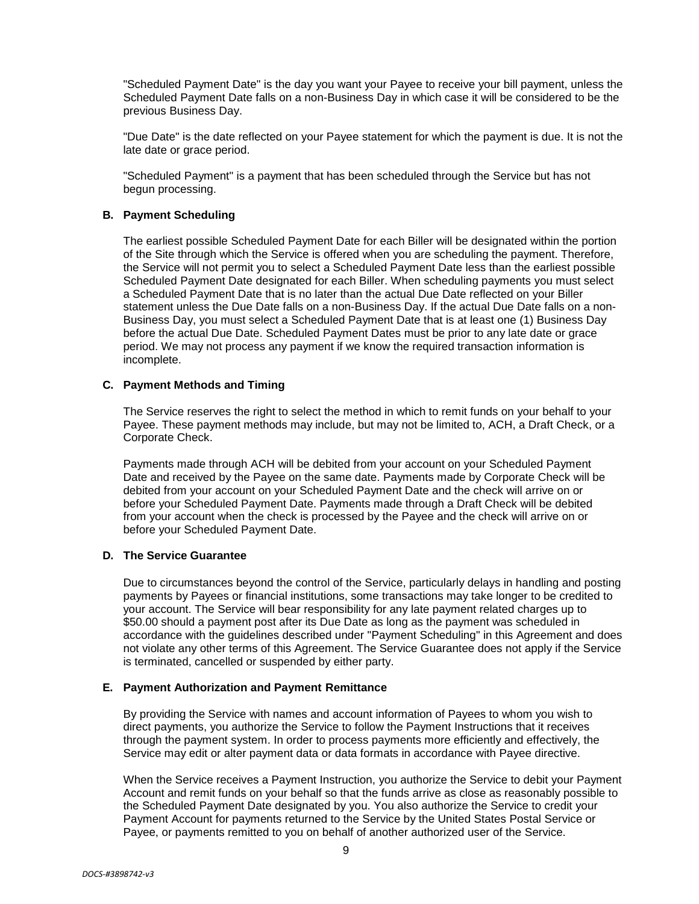"Scheduled Payment Date" is the day you want your Payee to receive your bill payment, unless the Scheduled Payment Date falls on a non-Business Day in which case it will be considered to be the previous Business Day.

"Due Date" is the date reflected on your Payee statement for which the payment is due. It is not the late date or grace period.

"Scheduled Payment" is a payment that has been scheduled through the Service but has not begun processing.

### B. Payment Scheduling

The earliest possible Scheduled Payment Date for each Biller will be designated within the portion of the Site through which the Service is offered when you are scheduling the payment. Therefore, the Service will not permit you to select a Scheduled Payment Date less than the earliest possible Scheduled Payment Date designated for each Biller. When scheduling payments you must select a Scheduled Payment Date that is no later than the actual Due Date reflected on your Biller statement unless the Due Date falls on a non-Business Day. If the actual Due Date falls on a non-Business Day, you must select a Scheduled Payment Date that is at least one (1) Business Day before the actual Due Date. Scheduled Payment Dates must be prior to any late date or grace period. We may not process any payment if we know the required transaction information is incomplete.

### C. Payment Methods and Timing

The Service reserves the right to select the method in which to remit funds on your behalf to your Payee. These payment methods may include, but may not be limited to, ACH, a Draft Check, or a Corporate Check.

Payments made through ACH will be debited from your account on your Scheduled Payment Date and received by the Payee on the same date. Payments made by Corporate Check will be debited from your account on your Scheduled Payment Date and the check will arrive on or before your Scheduled Payment Date. Payments made through a Draft Check will be debited from your account when the check is processed by the Payee and the check will arrive on or before your Scheduled Payment Date.

### D. The Service Guarantee

Due to circumstances beyond the control of the Service, particularly delays in handling and posting payments by Payees or financial institutions, some transactions may take longer to be credited to your account. The Service will bear responsibility for any late payment related charges up to $50.00 should a payment post after its Due Date as long as the payment was scheduled in accordance with the guidelines described under "Payment Scheduling" in this Agreement and does not violate any other terms of this Agreement. The Service Guarantee does not apply if the Service is terminated, cancelled or suspended by either party.

### E. Payment Authorization and Payment Remittance

By providing the Service with names and account information of Payees to whom you wish to direct payments, you authorize the Service to follow the Payment Instructions that it receives through the payment system. In order to process payments more efficiently and effectively, the Service may edit or alter payment data or data formats in accordance with Payee directive.

When the Service receives a Payment Instruction, you authorize the Service to debit your Payment Account and remit funds on your behalf so that the funds arrive as close as reasonably possible to the Scheduled Payment Date designated by you. You also authorize the Service to credit your Payment Account for payments returned to the Service by the United States Postal Service or Payee, or payments remitted to you on behalf of another authorized user of the Service.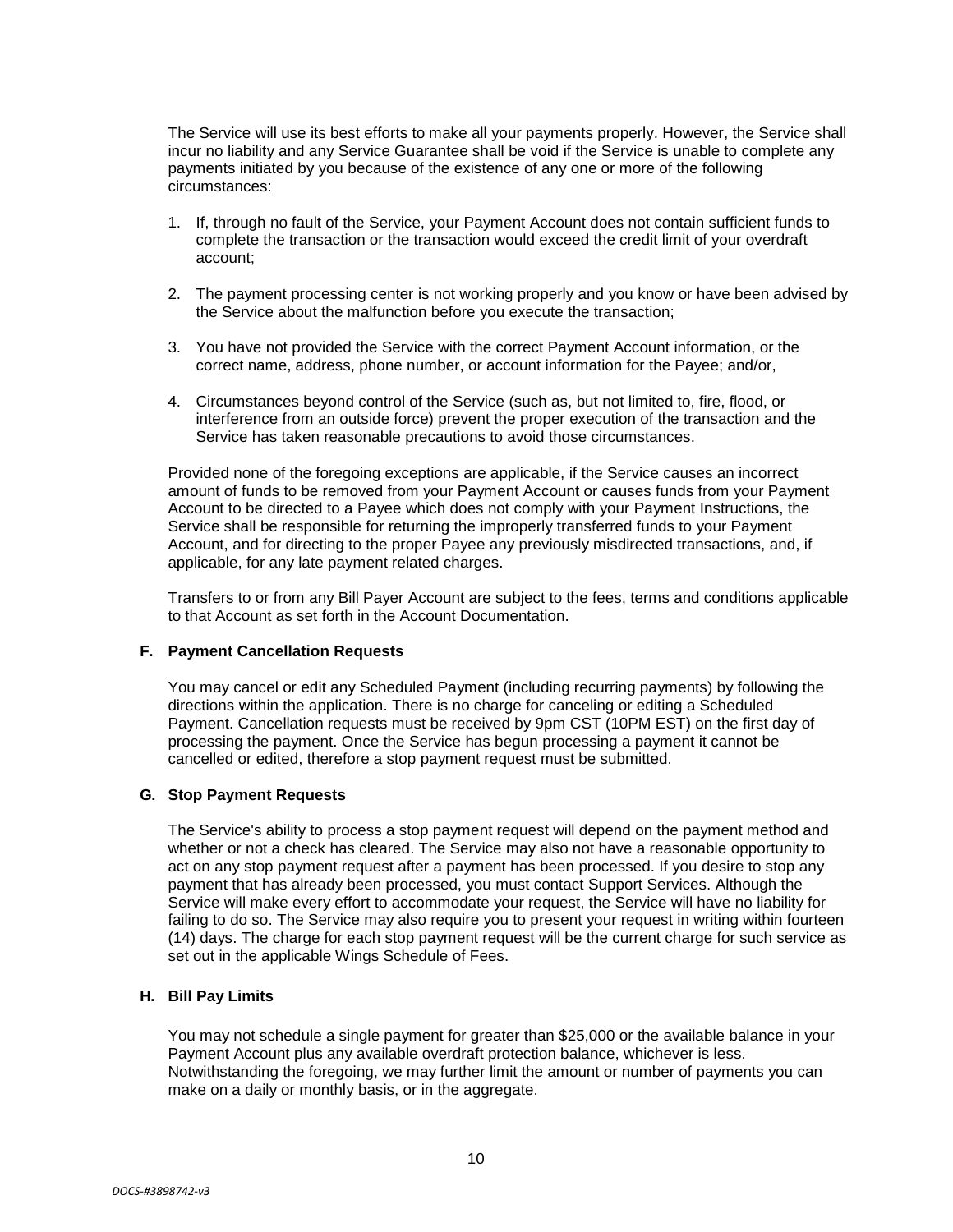The Service will use its best efforts to make all your payments properly. However, the Service shall incur no liability and any Service Guarantee shall be void if the Service is unable to complete any payments initiated by you because of the existence of any one or more of the following circumstances:

1. If, through no fault of the Service, your Payment Account does not contain sufficient funds to complete the transaction or the transaction would exceed the credit limit of your overdraft account;

2. The payment processing center is not working properly and you know or have been advised by the Service about the malfunction before you execute the transaction;

3. You have not provided the Service with the correct Payment Account information, or the correct name, address, phone number, or account information for the Payee; and/or,

4. Circumstances beyond control of the Service (such as, but not limited to, fire, flood, or interference from an outside force) prevent the proper execution of the transaction and the Service has taken reasonable precautions to avoid those circumstances.

Provided none of the foregoing exceptions are applicable, if the Service causes an incorrect amount of funds to be removed from your Payment Account or causes funds from your Payment Account to be directed to a Payee which does not comply with your Payment Instructions, the Service shall be responsible for returning the improperly transferred funds to your Payment Account, and for directing to the proper Payee any previously misdirected transactions, and, if applicable, for any late payment related charges.

Transfers to or from any Bill Payer Account are subject to the fees, terms and conditions applicable to that Account as set forth in the Account Documentation.

### F. Payment Cancellation Requests

You may cancel or edit any Scheduled Payment (including recurring payments) by following the directions within the application. There is no charge for canceling or editing a Scheduled Payment. Cancellation requests must be received by 9pm CST (10PM EST) on the first day of processing the payment. Once the Service has begun processing a payment it cannot be cancelled or edited, therefore a stop payment request must be submitted.

### G. Stop Payment Requests

The Service's ability to process a stop payment request will depend on the payment method and whether or not a check has cleared. The Service may also not have a reasonable opportunity to act on any stop payment request after a payment has been processed. If you desire to stop any payment that has already been processed, you must contact Support Services. Although the Service will make every effort to accommodate your request, the Service will have no liability for failing to do so. The Service may also require you to present your request in writing within fourteen (14) days. The charge for each stop payment request will be the current charge for such service as set out in the applicable Wings Schedule of Fees.

### H. Bill Pay Limits

You may not schedule a single payment for greater than $25,000 or the available balance in your Payment Account plus any available overdraft protection balance, whichever is less. Notwithstanding the foregoing, we may further limit the amount or number of payments you can make on a daily or monthly basis, or in the aggregate.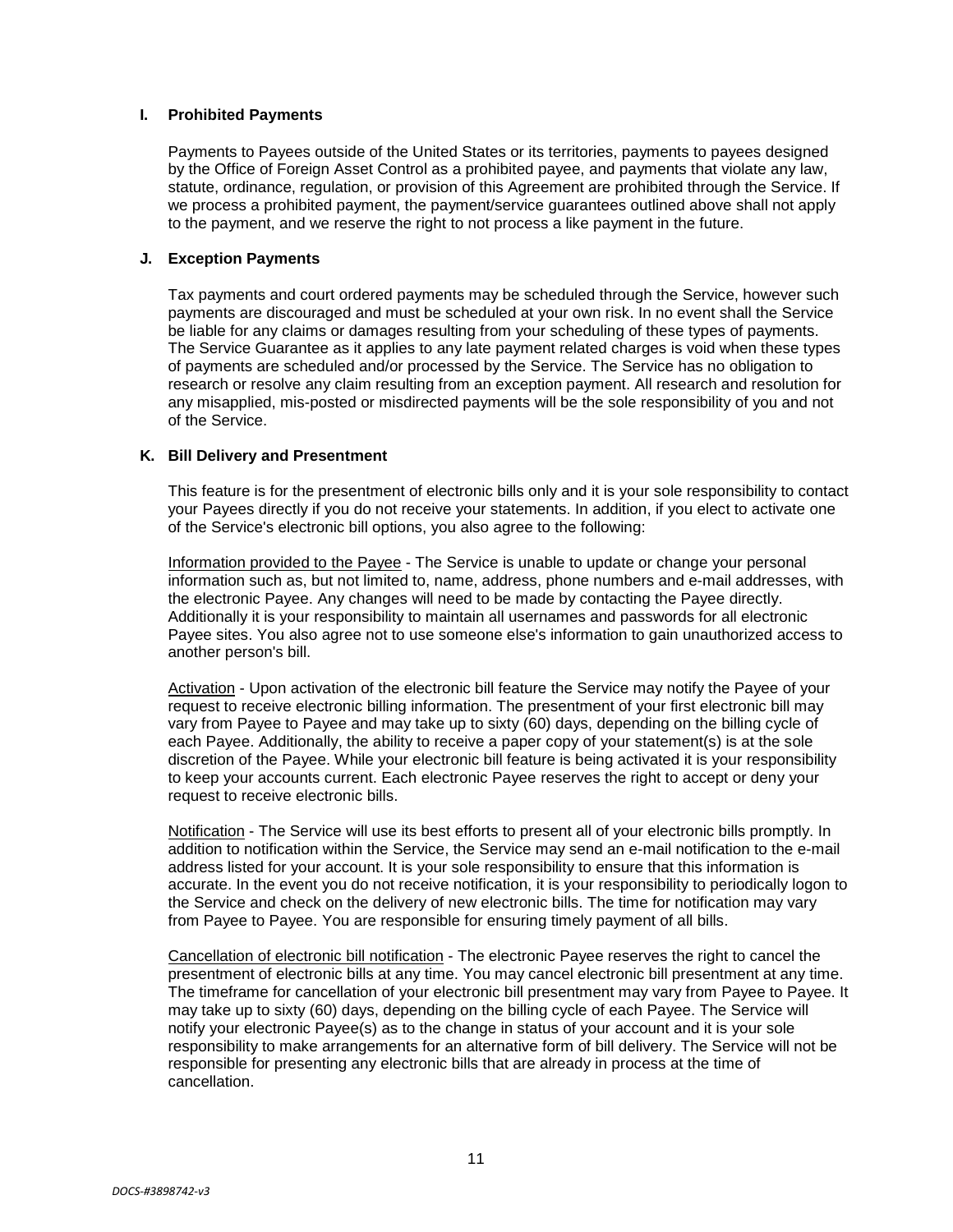### I. Prohibited Payments

Payments to Payees outside of the United States or its territories, payments to payees designed by the Office of Foreign Asset Control as a prohibited payee, and payments that violate any law, statute, ordinance, regulation, or provision of this Agreement are prohibited through the Service. If we process a prohibited payment, the payment/service guarantees outlined above shall not apply to the payment, and we reserve the right to not process a like payment in the future.

### J. Exception Payments

Tax payments and court ordered payments may be scheduled through the Service, however such payments are discouraged and must be scheduled at your own risk. In no event shall the Service be liable for any claims or damages resulting from your scheduling of these types of payments. The Service Guarantee as it applies to any late payment related charges is void when these types of payments are scheduled and/or processed by the Service. The Service has no obligation to research or resolve any claim resulting from an exception payment. All research and resolution for any misapplied, mis-posted or misdirected payments will be the sole responsibility of you and not of the Service.

### K. Bill Delivery and Presentment

This feature is for the presentment of electronic bills only and it is your sole responsibility to contact your Payees directly if you do not receive your statements. In addition, if you elect to activate one of the Service's electronic bill options, you also agree to the following:

Information provided to the Payee - The Service is unable to update or change your personal information such as, but not limited to, name, address, phone numbers and e-mail addresses, with the electronic Payee. Any changes will need to be made by contacting the Payee directly. Additionally it is your responsibility to maintain all usernames and passwords for all electronic Payee sites. You also agree not to use someone else's information to gain unauthorized access to another person's bill.

Activation - Upon activation of the electronic bill feature the Service may notify the Payee of your request to receive electronic billing information. The presentment of your first electronic bill may vary from Payee to Payee and may take up to sixty (60) days, depending on the billing cycle of each Payee. Additionally, the ability to receive a paper copy of your statement(s) is at the sole discretion of the Payee. While your electronic bill feature is being activated it is your responsibility to keep your accounts current. Each electronic Payee reserves the right to accept or deny your request to receive electronic bills.

Notification - The Service will use its best efforts to present all of your electronic bills promptly. In addition to notification within the Service, the Service may send an e-mail notification to the e-mail address listed for your account. It is your sole responsibility to ensure that this information is accurate. In the event you do not receive notification, it is your responsibility to periodically logon to the Service and check on the delivery of new electronic bills. The time for notification may vary from Payee to Payee. You are responsible for ensuring timely payment of all bills.

Cancellation of electronic bill notification - The electronic Payee reserves the right to cancel the presentment of electronic bills at any time. You may cancel electronic bill presentment at any time. The timeframe for cancellation of your electronic bill presentment may vary from Payee to Payee. It may take up to sixty (60) days, depending on the billing cycle of each Payee. The Service will notify your electronic Payee(s) as to the change in status of your account and it is your sole responsibility to make arrangements for an alternative form of bill delivery. The Service will not be responsible for presenting any electronic bills that are already in process at the time of cancellation.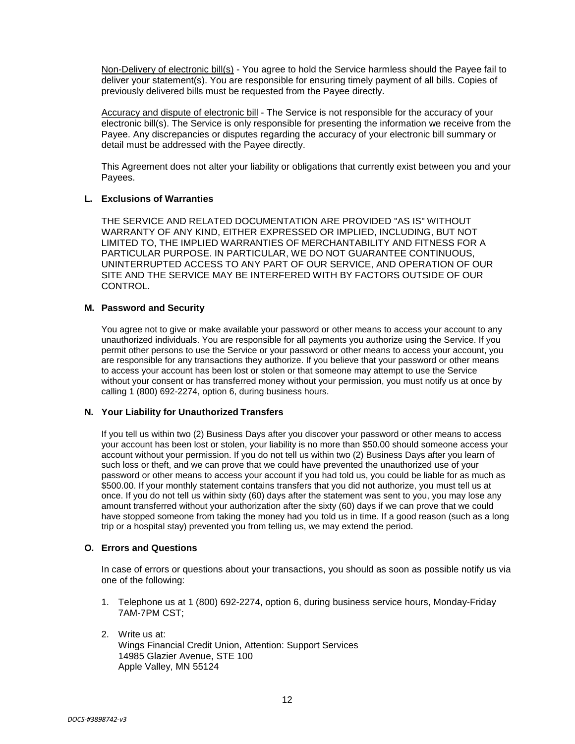Non-Delivery of electronic bill(s) - You agree to hold the Service harmless should the Payee fail to deliver your statement(s). You are responsible for ensuring timely payment of all bills. Copies of previously delivered bills must be requested from the Payee directly.

Accuracy and dispute of electronic bill - The Service is not responsible for the accuracy of your electronic bill(s). The Service is only responsible for presenting the information we receive from the Payee. Any discrepancies or disputes regarding the accuracy of your electronic bill summary or detail must be addressed with the Payee directly.

This Agreement does not alter your liability or obligations that currently exist between you and your Payees.

**L. Exclusions of Warranties**

THE SERVICE AND RELATED DOCUMENTATION ARE PROVIDED "AS IS" WITHOUT WARRANTY OF ANY KIND, EITHER EXPRESSED OR IMPLIED, INCLUDING, BUT NOT LIMITED TO, THE IMPLIED WARRANTIES OF MERCHANTABILITY AND FITNESS FOR A PARTICULAR PURPOSE. IN PARTICULAR, WE DO NOT GUARANTEE CONTINUOUS, UNINTERRUPTED ACCESS TO ANY PART OF OUR SERVICE, AND OPERATION OF OUR SITE AND THE SERVICE MAY BE INTERFERED WITH BY FACTORS OUTSIDE OF OUR CONTROL.

**M. Password and Security**

You agree not to give or make available your password or other means to access your account to any unauthorized individuals. You are responsible for all payments you authorize using the Service. If you permit other persons to use the Service or your password or other means to access your account, you are responsible for any transactions they authorize. If you believe that your password or other means to access your account has been lost or stolen or that someone may attempt to use the Service without your consent or has transferred money without your permission, you must notify us at once by calling 1 (800) 692-2274, option 6, during business hours.

**N. Your Liability for Unauthorized Transfers**

If you tell us within two (2) Business Days after you discover your password or other means to access your account has been lost or stolen, your liability is no more than $50.00 should someone access your account without your permission. If you do not tell us within two (2) Business Days after you learn of such loss or theft, and we can prove that we could have prevented the unauthorized use of your password or other means to access your account if you had told us, you could be liable for as much as $500.00. If your monthly statement contains transfers that you did not authorize, you must tell us at once. If you do not tell us within sixty (60) days after the statement was sent to you, you may lose any amount transferred without your authorization after the sixty (60) days if we can prove that we could have stopped someone from taking the money had you told us in time. If a good reason (such as a long trip or a hospital stay) prevented you from telling us, we may extend the period.

**O. Errors and Questions**

In case of errors or questions about your transactions, you should as soon as possible notify us via one of the following:

1. Telephone us at 1 (800) 692-2274, option 6, during business service hours, Monday-Friday 7AM-7PM CST;
2. Write us at:
   Wings Financial Credit Union, Attention: Support Services
   14985 Glazier Avenue, STE 100
   Apple Valley, MN 55124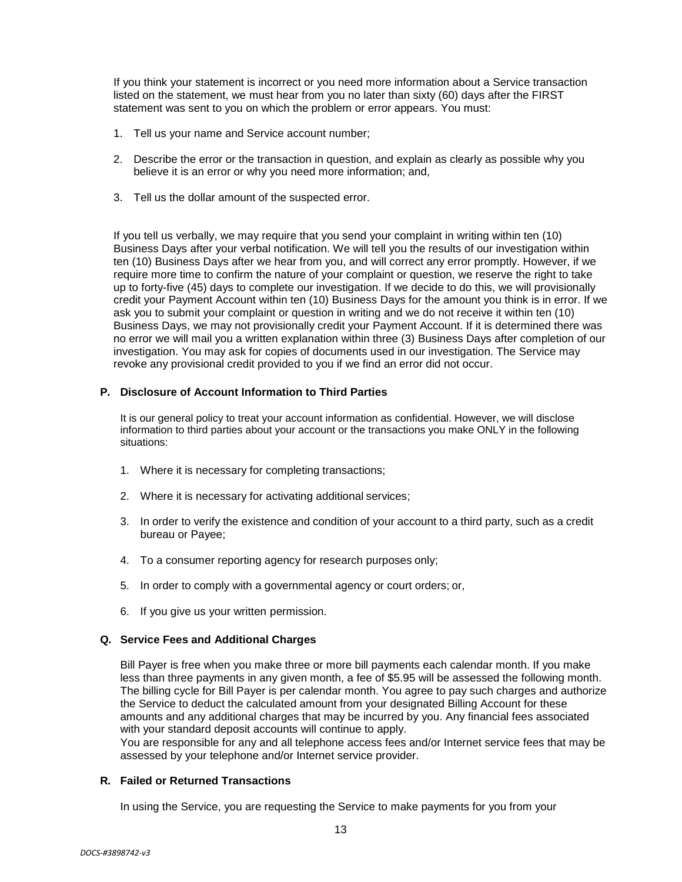If you think your statement is incorrect or you need more information about a Service transaction listed on the statement, we must hear from you no later than sixty (60) days after the FIRST statement was sent to you on which the problem or error appears. You must:

1. Tell us your name and Service account number;
2. Describe the error or the transaction in question, and explain as clearly as possible why you believe it is an error or why you need more information; and,
3. Tell us the dollar amount of the suspected error.

If you tell us verbally, we may require that you send your complaint in writing within ten (10) Business Days after your verbal notification. We will tell you the results of our investigation within ten (10) Business Days after we hear from you, and will correct any error promptly. However, if we require more time to confirm the nature of your complaint or question, we reserve the right to take up to forty-five (45) days to complete our investigation. If we decide to do this, we will provisionally credit your Payment Account within ten (10) Business Days for the amount you think is in error. If we ask you to submit your complaint or question in writing and we do not receive it within ten (10) Business Days, we may not provisionally credit your Payment Account. If it is determined there was no error we will mail you a written explanation within three (3) Business Days after completion of our investigation. You may ask for copies of documents used in our investigation. The Service may revoke any provisional credit provided to you if we find an error did not occur.

### P. Disclosure of Account Information to Third Parties

It is our general policy to treat your account information as confidential. However, we will disclose information to third parties about your account or the transactions you make ONLY in the following situations:

1. Where it is necessary for completing transactions;
2. Where it is necessary for activating additional services;
3. In order to verify the existence and condition of your account to a third party, such as a credit bureau or Payee;
4. To a consumer reporting agency for research purposes only;
5. In order to comply with a governmental agency or court orders; or,
6. If you give us your written permission.

### Q. Service Fees and Additional Charges

Bill Payer is free when you make three or more bill payments each calendar month. If you make less than three payments in any given month, a fee of $5.95 will be assessed the following month. The billing cycle for Bill Payer is per calendar month. You agree to pay such charges and authorize the Service to deduct the calculated amount from your designated Billing Account for these amounts and any additional charges that may be incurred by you. Any financial fees associated with your standard deposit accounts will continue to apply.
You are responsible for any and all telephone access fees and/or Internet service fees that may be assessed by your telephone and/or Internet service provider.

### R. Failed or Returned Transactions

In using the Service, you are requesting the Service to make payments for you from your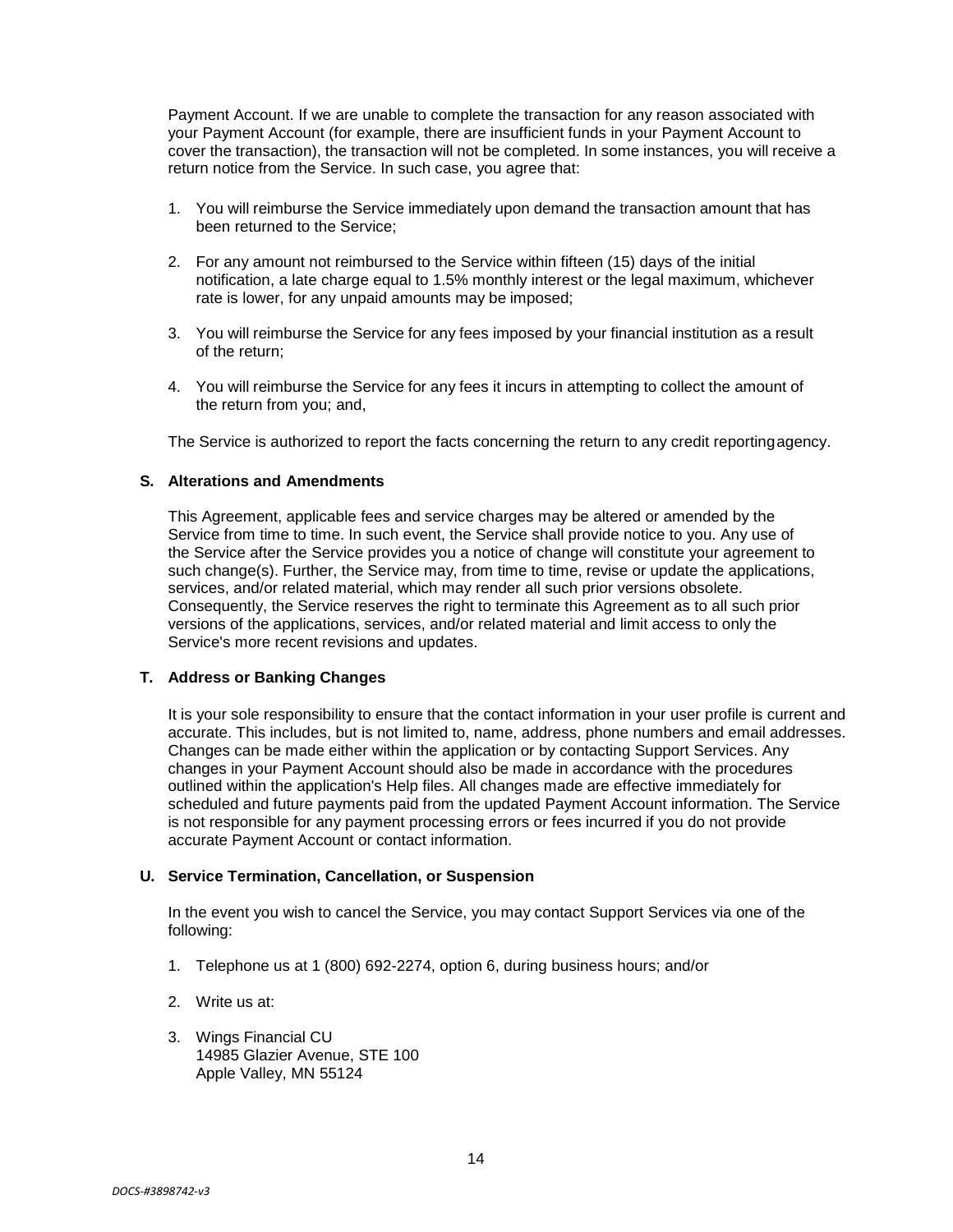Payment Account. If we are unable to complete the transaction for any reason associated with your Payment Account (for example, there are insufficient funds in your Payment Account to cover the transaction), the transaction will not be completed. In some instances, you will receive a return notice from the Service. In such case, you agree that:

1. You will reimburse the Service immediately upon demand the transaction amount that has been returned to the Service;

2. For any amount not reimbursed to the Service within fifteen (15) days of the initial notification, a late charge equal to 1.5% monthly interest or the legal maximum, whichever rate is lower, for any unpaid amounts may be imposed;

3. You will reimburse the Service for any fees imposed by your financial institution as a result of the return;

4. You will reimburse the Service for any fees it incurs in attempting to collect the amount of the return from you; and,

The Service is authorized to report the facts concerning the return to any credit reporting agency.

**S. Alterations and Amendments**

This Agreement, applicable fees and service charges may be altered or amended by the Service from time to time. In such event, the Service shall provide notice to you. Any use of the Service after the Service provides you a notice of change will constitute your agreement to such change(s). Further, the Service may, from time to time, revise or update the applications, services, and/or related material, which may render all such prior versions obsolete. Consequently, the Service reserves the right to terminate this Agreement as to all such prior versions of the applications, services, and/or related material and limit access to only the Service's more recent revisions and updates.

**T. Address or Banking Changes**

It is your sole responsibility to ensure that the contact information in your user profile is current and accurate. This includes, but is not limited to, name, address, phone numbers and email addresses. Changes can be made either within the application or by contacting Support Services. Any changes in your Payment Account should also be made in accordance with the procedures outlined within the application's Help files. All changes made are effective immediately for scheduled and future payments paid from the updated Payment Account information. The Service is not responsible for any payment processing errors or fees incurred if you do not provide accurate Payment Account or contact information.

**U. Service Termination, Cancellation, or Suspension**

In the event you wish to cancel the Service, you may contact Support Services via one of the following:

1. Telephone us at 1 (800) 692-2274, option 6, during business hours; and/or

2. Write us at:

3. Wings Financial CU
   14985 Glazier Avenue, STE 100
   Apple Valley, MN 55124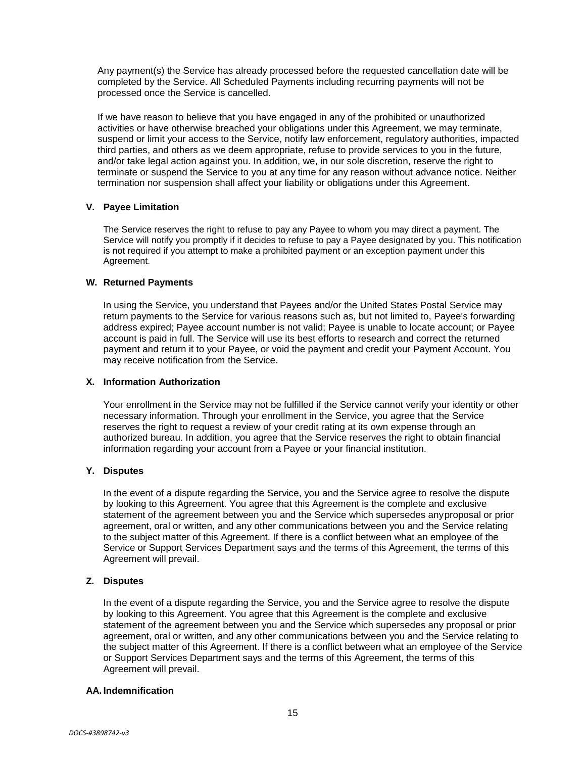Any payment(s) the Service has already processed before the requested cancellation date will be completed by the Service. All Scheduled Payments including recurring payments will not be processed once the Service is cancelled.

If we have reason to believe that you have engaged in any of the prohibited or unauthorized activities or have otherwise breached your obligations under this Agreement, we may terminate, suspend or limit your access to the Service, notify law enforcement, regulatory authorities, impacted third parties, and others as we deem appropriate, refuse to provide services to you in the future, and/or take legal action against you. In addition, we, in our sole discretion, reserve the right to terminate or suspend the Service to you at any time for any reason without advance notice. Neither termination nor suspension shall affect your liability or obligations under this Agreement.

**V. Payee Limitation**

The Service reserves the right to refuse to pay any Payee to whom you may direct a payment. The Service will notify you promptly if it decides to refuse to pay a Payee designated by you. This notification is not required if you attempt to make a prohibited payment or an exception payment under this Agreement.

**W. Returned Payments**

In using the Service, you understand that Payees and/or the United States Postal Service may return payments to the Service for various reasons such as, but not limited to, Payee's forwarding address expired; Payee account number is not valid; Payee is unable to locate account; or Payee account is paid in full. The Service will use its best efforts to research and correct the returned payment and return it to your Payee, or void the payment and credit your Payment Account. You may receive notification from the Service.

**X. Information Authorization**

Your enrollment in the Service may not be fulfilled if the Service cannot verify your identity or other necessary information. Through your enrollment in the Service, you agree that the Service reserves the right to request a review of your credit rating at its own expense through an authorized bureau. In addition, you agree that the Service reserves the right to obtain financial information regarding your account from a Payee or your financial institution.

**Y. Disputes**

In the event of a dispute regarding the Service, you and the Service agree to resolve the dispute by looking to this Agreement. You agree that this Agreement is the complete and exclusive statement of the agreement between you and the Service which supersedes anyproposal or prior agreement, oral or written, and any other communications between you and the Service relating to the subject matter of this Agreement. If there is a conflict between what an employee of the Service or Support Services Department says and the terms of this Agreement, the terms of this Agreement will prevail.

**Z. Disputes**

In the event of a dispute regarding the Service, you and the Service agree to resolve the dispute by looking to this Agreement. You agree that this Agreement is the complete and exclusive statement of the agreement between you and the Service which supersedes any proposal or prior agreement, oral or written, and any other communications between you and the Service relating to the subject matter of this Agreement. If there is a conflict between what an employee of the Service or Support Services Department says and the terms of this Agreement, the terms of this Agreement will prevail.

**AA. Indemnification**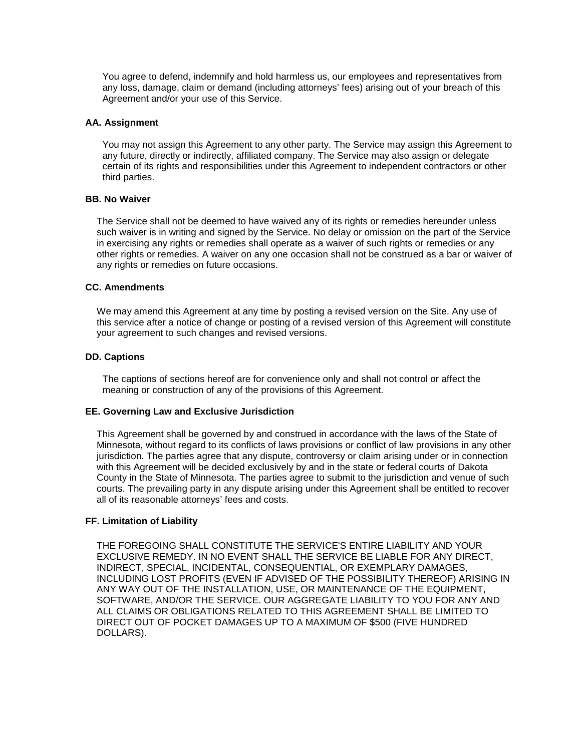You agree to defend, indemnify and hold harmless us, our employees and representatives from any loss, damage, claim or demand (including attorneys' fees) arising out of your breach of this Agreement and/or your use of this Service.

**AA. Assignment**

You may not assign this Agreement to any other party. The Service may assign this Agreement to any future, directly or indirectly, affiliated company. The Service may also assign or delegate certain of its rights and responsibilities under this Agreement to independent contractors or other third parties.

**BB. No Waiver**

The Service shall not be deemed to have waived any of its rights or remedies hereunder unless such waiver is in writing and signed by the Service. No delay or omission on the part of the Service in exercising any rights or remedies shall operate as a waiver of such rights or remedies or any other rights or remedies. A waiver on any one occasion shall not be construed as a bar or waiver of any rights or remedies on future occasions.

**CC. Amendments**

We may amend this Agreement at any time by posting a revised version on the Site. Any use of this service after a notice of change or posting of a revised version of this Agreement will constitute your agreement to such changes and revised versions.

**DD. Captions**

The captions of sections hereof are for convenience only and shall not control or affect the meaning or construction of any of the provisions of this Agreement.

**EE. Governing Law and Exclusive Jurisdiction**

This Agreement shall be governed by and construed in accordance with the laws of the State of Minnesota, without regard to its conflicts of laws provisions or conflict of law provisions in any other jurisdiction. The parties agree that any dispute, controversy or claim arising under or in connection with this Agreement will be decided exclusively by and in the state or federal courts of Dakota County in the State of Minnesota. The parties agree to submit to the jurisdiction and venue of such courts. The prevailing party in any dispute arising under this Agreement shall be entitled to recover all of its reasonable attorneys' fees and costs.

**FF. Limitation of Liability**

THE FOREGOING SHALL CONSTITUTE THE SERVICE'S ENTIRE LIABILITY AND YOUR EXCLUSIVE REMEDY. IN NO EVENT SHALL THE SERVICE BE LIABLE FOR ANY DIRECT, INDIRECT, SPECIAL, INCIDENTAL, CONSEQUENTIAL, OR EXEMPLARY DAMAGES, INCLUDING LOST PROFITS (EVEN IF ADVISED OF THE POSSIBILITY THEREOF) ARISING IN ANY WAY OUT OF THE INSTALLATION, USE, OR MAINTENANCE OF THE EQUIPMENT, SOFTWARE, AND/OR THE SERVICE. OUR AGGREGATE LIABILITY TO YOU FOR ANY AND ALL CLAIMS OR OBLIGATIONS RELATED TO THIS AGREEMENT SHALL BE LIMITED TO DIRECT OUT OF POCKET DAMAGES UP TO A MAXIMUM OF $500 (FIVE HUNDRED DOLLARS).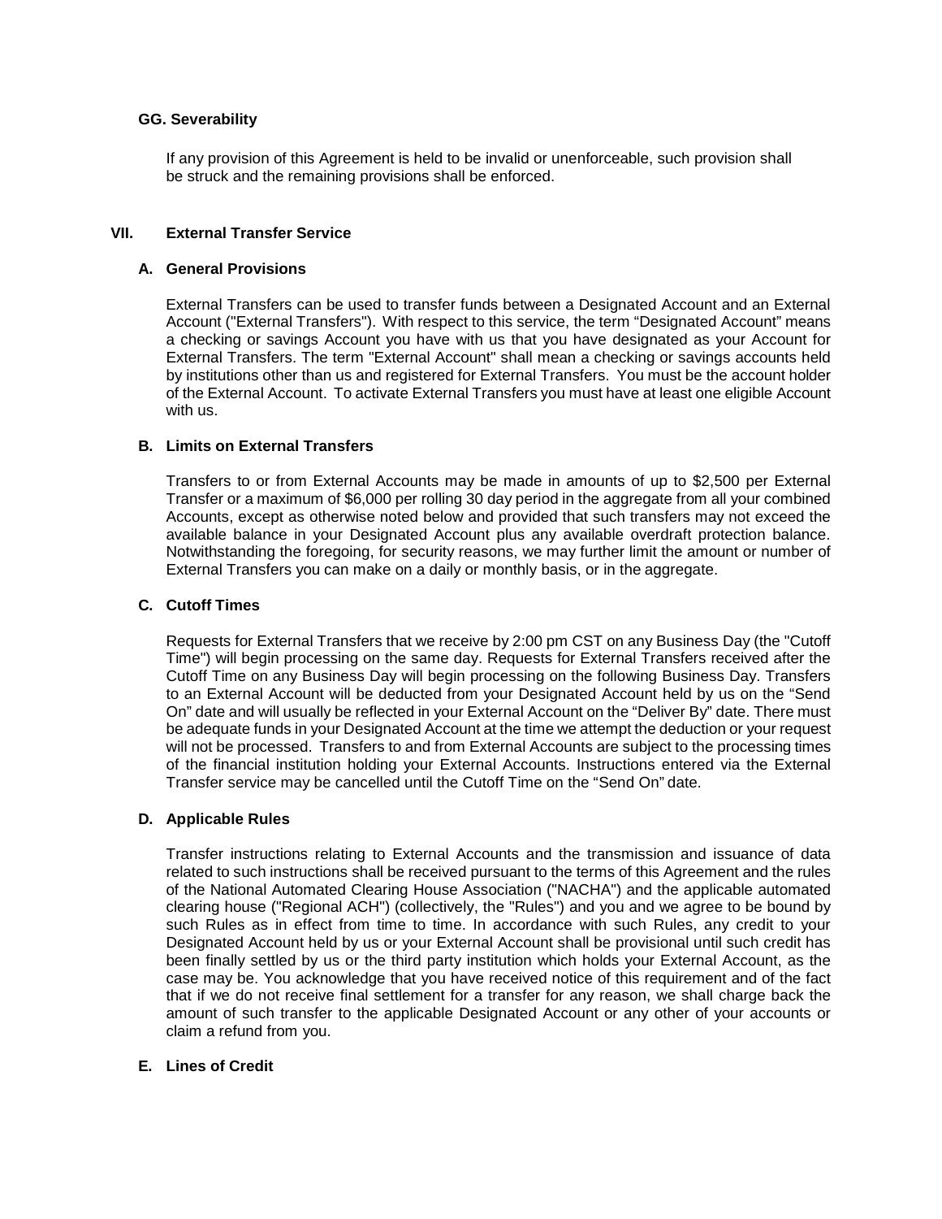### GG. Severability

If any provision of this Agreement is held to be invalid or unenforceable, such provision shall be struck and the remaining provisions shall be enforced.

## VII. External Transfer Service

### A. General Provisions

External Transfers can be used to transfer funds between a Designated Account and an External Account ("External Transfers"). With respect to this service, the term "Designated Account" means a checking or savings Account you have with us that you have designated as your Account for External Transfers. The term "External Account" shall mean a checking or savings accounts held by institutions other than us and registered for External Transfers. You must be the account holder of the External Account. To activate External Transfers you must have at least one eligible Account with us.

### B. Limits on External Transfers

Transfers to or from External Accounts may be made in amounts of up to $2,500 per External Transfer or a maximum of $6,000 per rolling 30 day period in the aggregate from all your combined Accounts, except as otherwise noted below and provided that such transfers may not exceed the available balance in your Designated Account plus any available overdraft protection balance. Notwithstanding the foregoing, for security reasons, we may further limit the amount or number of External Transfers you can make on a daily or monthly basis, or in the aggregate.

### C. Cutoff Times

Requests for External Transfers that we receive by 2:00 pm CST on any Business Day (the "Cutoff Time") will begin processing on the same day. Requests for External Transfers received after the Cutoff Time on any Business Day will begin processing on the following Business Day. Transfers to an External Account will be deducted from your Designated Account held by us on the "Send On" date and will usually be reflected in your External Account on the "Deliver By" date. There must be adequate funds in your Designated Account at the time we attempt the deduction or your request will not be processed. Transfers to and from External Accounts are subject to the processing times of the financial institution holding your External Accounts. Instructions entered via the External Transfer service may be cancelled until the Cutoff Time on the "Send On" date.

### D. Applicable Rules

Transfer instructions relating to External Accounts and the transmission and issuance of data related to such instructions shall be received pursuant to the terms of this Agreement and the rules of the National Automated Clearing House Association ("NACHA") and the applicable automated clearing house ("Regional ACH") (collectively, the "Rules") and you and we agree to be bound by such Rules as in effect from time to time. In accordance with such Rules, any credit to your Designated Account held by us or your External Account shall be provisional until such credit has been finally settled by us or the third party institution which holds your External Account, as the case may be. You acknowledge that you have received notice of this requirement and of the fact that if we do not receive final settlement for a transfer for any reason, we shall charge back the amount of such transfer to the applicable Designated Account or any other of your accounts or claim a refund from you.

### E. Lines of Credit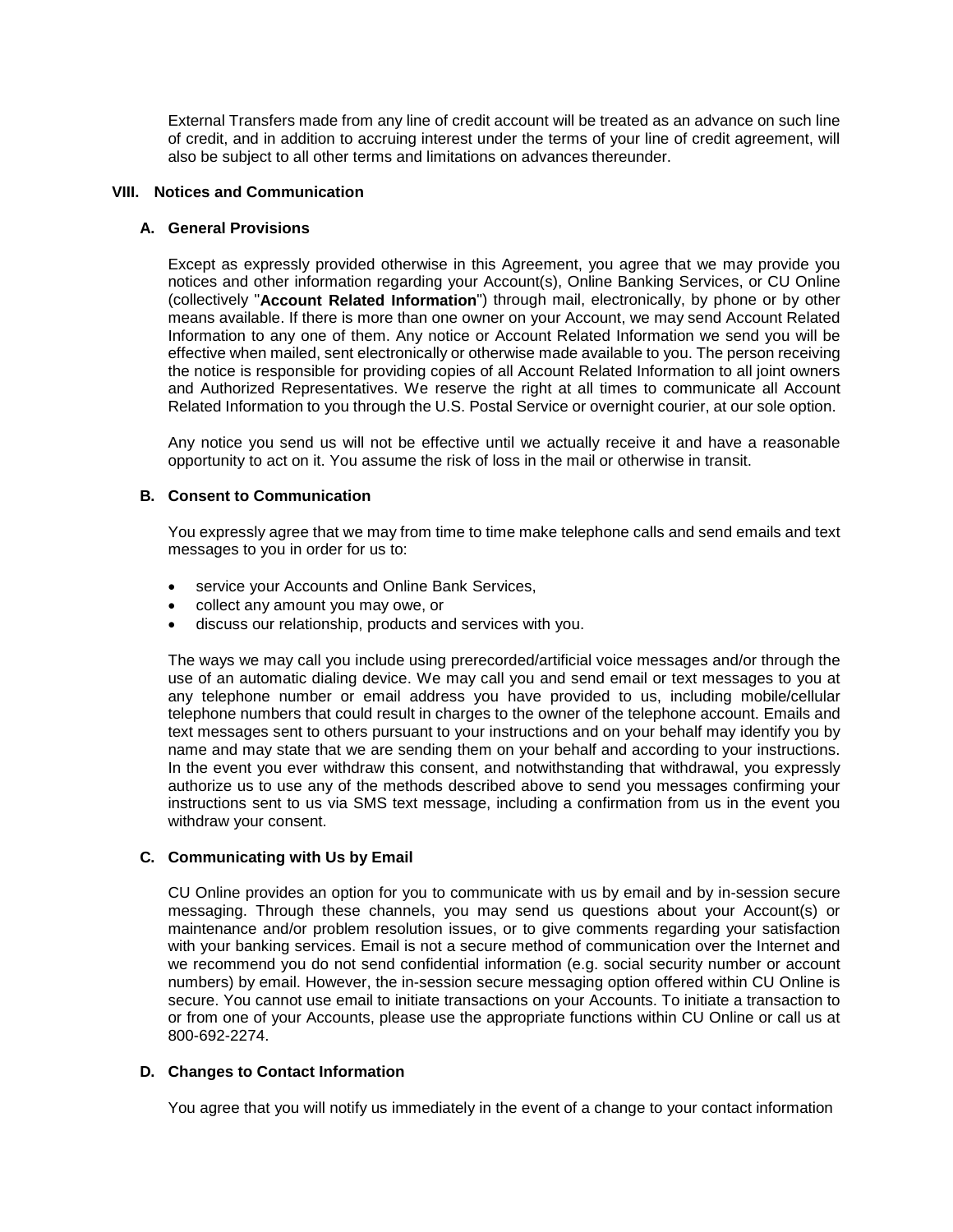External Transfers made from any line of credit account will be treated as an advance on such line of credit, and in addition to accruing interest under the terms of your line of credit agreement, will also be subject to all other terms and limitations on advances thereunder.

## VIII. Notices and Communication

### A. General Provisions

Except as expressly provided otherwise in this Agreement, you agree that we may provide you notices and other information regarding your Account(s), Online Banking Services, or CU Online (collectively "**Account Related Information**") through mail, electronically, by phone or by other means available. If there is more than one owner on your Account, we may send Account Related Information to any one of them. Any notice or Account Related Information we send you will be effective when mailed, sent electronically or otherwise made available to you. The person receiving the notice is responsible for providing copies of all Account Related Information to all joint owners and Authorized Representatives. We reserve the right at all times to communicate all Account Related Information to you through the U.S. Postal Service or overnight courier, at our sole option.

Any notice you send us will not be effective until we actually receive it and have a reasonable opportunity to act on it. You assume the risk of loss in the mail or otherwise in transit.

### B. Consent to Communication

You expressly agree that we may from time to time make telephone calls and send emails and text messages to you in order for us to:

- service your Accounts and Online Bank Services,
- collect any amount you may owe, or
- discuss our relationship, products and services with you.

The ways we may call you include using prerecorded/artificial voice messages and/or through the use of an automatic dialing device. We may call you and send email or text messages to you at any telephone number or email address you have provided to us, including mobile/cellular telephone numbers that could result in charges to the owner of the telephone account. Emails and text messages sent to others pursuant to your instructions and on your behalf may identify you by name and may state that we are sending them on your behalf and according to your instructions. In the event you ever withdraw this consent, and notwithstanding that withdrawal, you expressly authorize us to use any of the methods described above to send you messages confirming your instructions sent to us via SMS text message, including a confirmation from us in the event you withdraw your consent.

### C. Communicating with Us by Email

CU Online provides an option for you to communicate with us by email and by in-session secure messaging. Through these channels, you may send us questions about your Account(s) or maintenance and/or problem resolution issues, or to give comments regarding your satisfaction with your banking services. Email is not a secure method of communication over the Internet and we recommend you do not send confidential information (e.g. social security number or account numbers) by email. However, the in-session secure messaging option offered within CU Online is secure. You cannot use email to initiate transactions on your Accounts. To initiate a transaction to or from one of your Accounts, please use the appropriate functions within CU Online or call us at 800-692-2274.

### D. Changes to Contact Information

You agree that you will notify us immediately in the event of a change to your contact information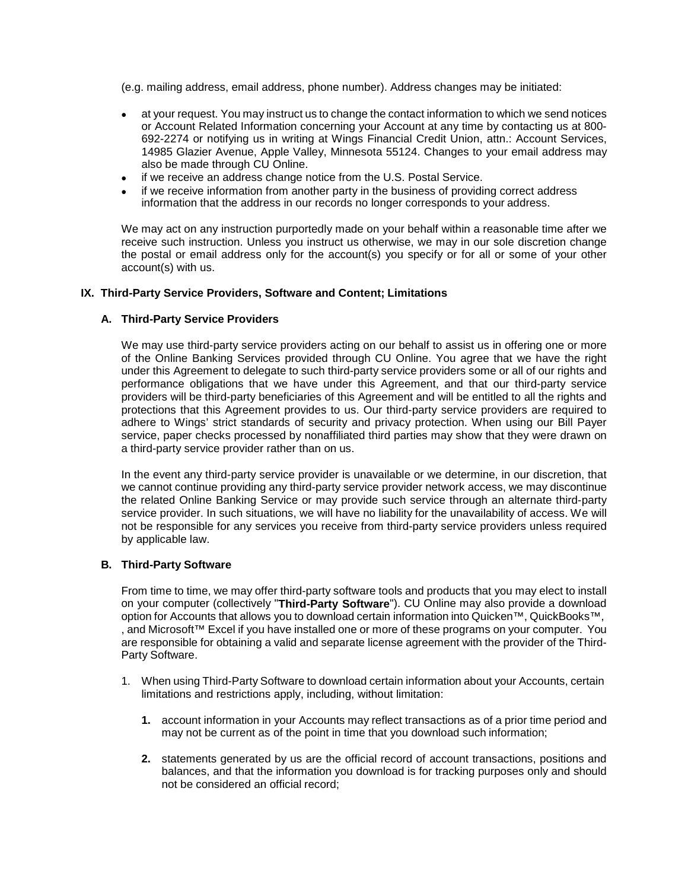(e.g. mailing address, email address, phone number). Address changes may be initiated:

- at your request. You may instruct us to change the contact information to which we send notices or Account Related Information concerning your Account at any time by contacting us at 800-692-2274 or notifying us in writing at Wings Financial Credit Union, attn.: Account Services, 14985 Glazier Avenue, Apple Valley, Minnesota 55124. Changes to your email address may also be made through CU Online.
- if we receive an address change notice from the U.S. Postal Service.
- if we receive information from another party in the business of providing correct address information that the address in our records no longer corresponds to your address.

We may act on any instruction purportedly made on your behalf within a reasonable time after we receive such instruction. Unless you instruct us otherwise, we may in our sole discretion change the postal or email address only for the account(s) you specify or for all or some of your other account(s) with us.

## IX. Third-Party Service Providers, Software and Content; Limitations

### A. Third-Party Service Providers

We may use third-party service providers acting on our behalf to assist us in offering one or more of the Online Banking Services provided through CU Online. You agree that we have the right under this Agreement to delegate to such third-party service providers some or all of our rights and performance obligations that we have under this Agreement, and that our third-party service providers will be third-party beneficiaries of this Agreement and will be entitled to all the rights and protections that this Agreement provides to us. Our third-party service providers are required to adhere to Wings' strict standards of security and privacy protection. When using our Bill Payer service, paper checks processed by nonaffiliated third parties may show that they were drawn on a third-party service provider rather than on us.

In the event any third-party service provider is unavailable or we determine, in our discretion, that we cannot continue providing any third-party service provider network access, we may discontinue the related Online Banking Service or may provide such service through an alternate third-party service provider. In such situations, we will have no liability for the unavailability of access. We will not be responsible for any services you receive from third-party service providers unless required by applicable law.

### B. Third-Party Software

From time to time, we may offer third-party software tools and products that you may elect to install on your computer (collectively "**Third-Party Software**"). CU Online may also provide a download option for Accounts that allows you to download certain information into Quicken™, QuickBooks™, , and Microsoft™ Excel if you have installed one or more of these programs on your computer. You are responsible for obtaining a valid and separate license agreement with the provider of the Third-Party Software.

1. When using Third-Party Software to download certain information about your Accounts, certain limitations and restrictions apply, including, without limitation:

   **1.** account information in your Accounts may reflect transactions as of a prior time period and may not be current as of the point in time that you download such information;

   **2.** statements generated by us are the official record of account transactions, positions and balances, and that the information you download is for tracking purposes only and should not be considered an official record;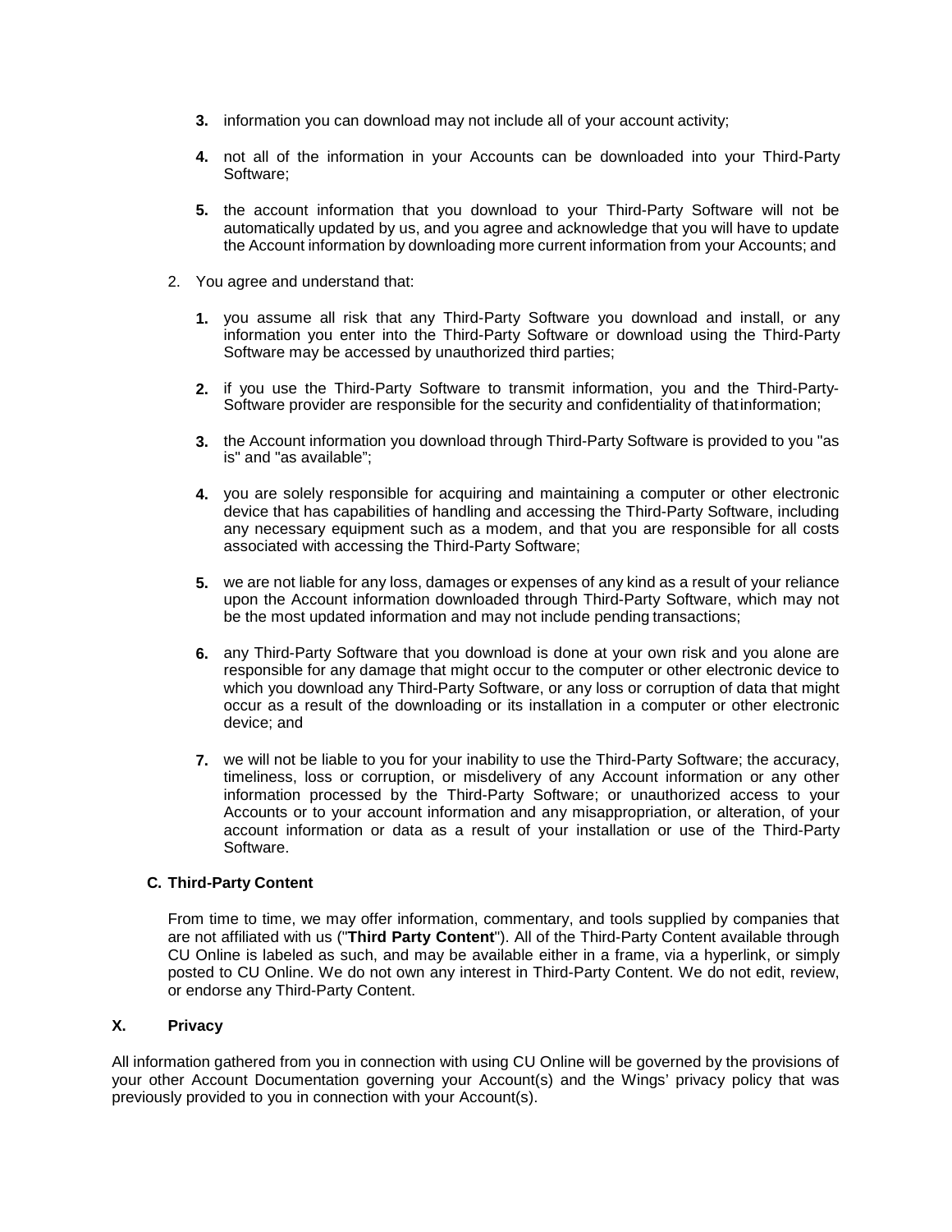3. information you can download may not include all of your account activity;

4. not all of the information in your Accounts can be downloaded into your Third-Party Software;

5. the account information that you download to your Third-Party Software will not be automatically updated by us, and you agree and acknowledge that you will have to update the Account information by downloading more current information from your Accounts; and

2. You agree and understand that:

   1. you assume all risk that any Third-Party Software you download and install, or any information you enter into the Third-Party Software or download using the Third-Party Software may be accessed by unauthorized third parties;

   2. if you use the Third-Party Software to transmit information, you and the Third-Party-Software provider are responsible for the security and confidentiality of that information;

   3. the Account information you download through Third-Party Software is provided to you "as is" and "as available";

   4. you are solely responsible for acquiring and maintaining a computer or other electronic device that has capabilities of handling and accessing the Third-Party Software, including any necessary equipment such as a modem, and that you are responsible for all costs associated with accessing the Third-Party Software;

   5. we are not liable for any loss, damages or expenses of any kind as a result of your reliance upon the Account information downloaded through Third-Party Software, which may not be the most updated information and may not include pending transactions;

   6. any Third-Party Software that you download is done at your own risk and you alone are responsible for any damage that might occur to the computer or other electronic device to which you download any Third-Party Software, or any loss or corruption of data that might occur as a result of the downloading or its installation in a computer or other electronic device; and

   7. we will not be liable to you for your inability to use the Third-Party Software; the accuracy, timeliness, loss or corruption, or misdelivery of any Account information or any other information processed by the Third-Party Software; or unauthorized access to your Accounts or to your account information and any misappropriation, or alteration, of your account information or data as a result of your installation or use of the Third-Party Software.

### C. Third-Party Content

From time to time, we may offer information, commentary, and tools supplied by companies that are not affiliated with us ("**Third Party Content**"). All of the Third-Party Content available through CU Online is labeled as such, and may be available either in a frame, via a hyperlink, or simply posted to CU Online. We do not own any interest in Third-Party Content. We do not edit, review, or endorse any Third-Party Content.

## X. Privacy

All information gathered from you in connection with using CU Online will be governed by the provisions of your other Account Documentation governing your Account(s) and the Wings' privacy policy that was previously provided to you in connection with your Account(s).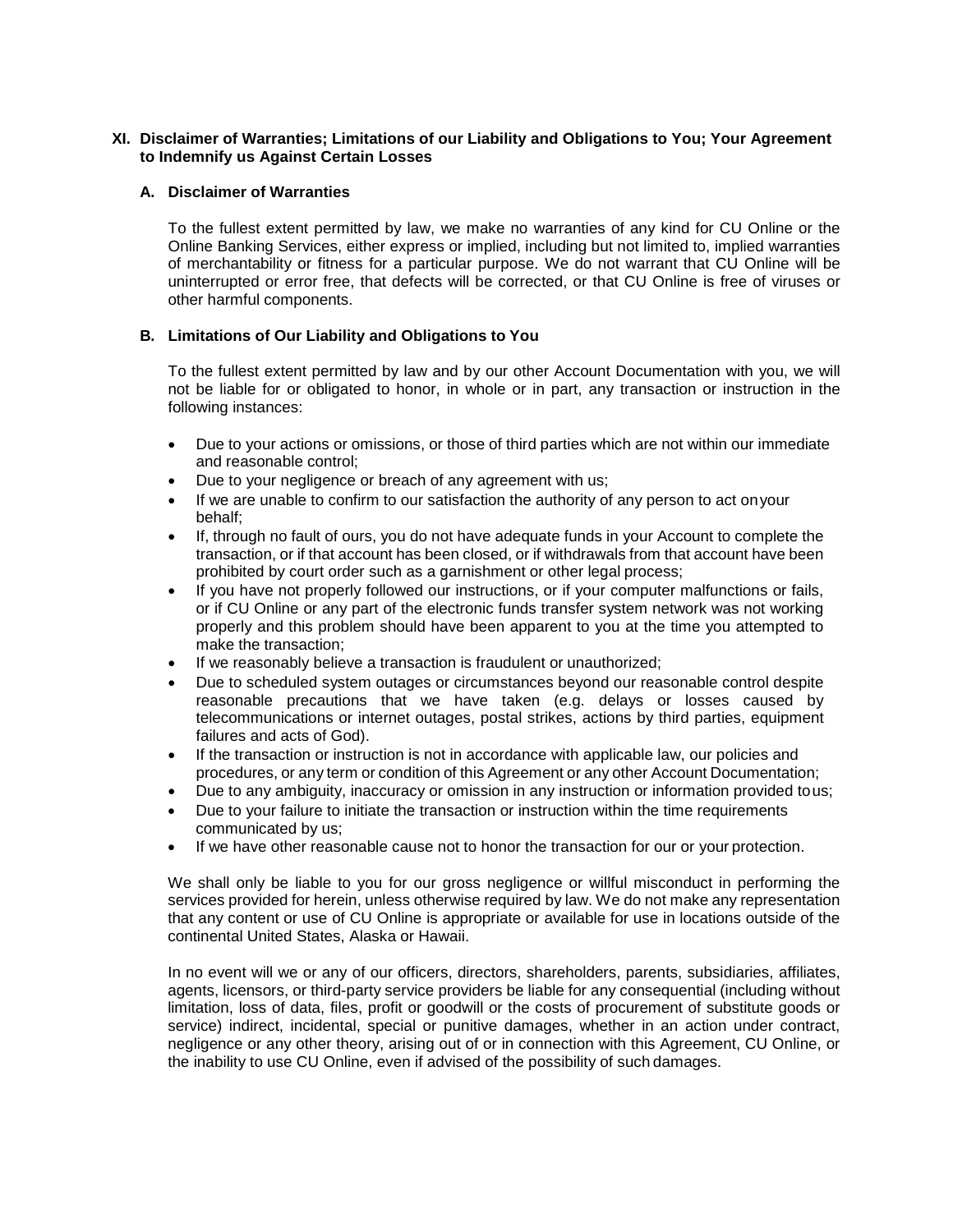## XI. Disclaimer of Warranties; Limitations of our Liability and Obligations to You; Your Agreement to Indemnify us Against Certain Losses

### A. Disclaimer of Warranties

To the fullest extent permitted by law, we make no warranties of any kind for CU Online or the Online Banking Services, either express or implied, including but not limited to, implied warranties of merchantability or fitness for a particular purpose. We do not warrant that CU Online will be uninterrupted or error free, that defects will be corrected, or that CU Online is free of viruses or other harmful components.

### B. Limitations of Our Liability and Obligations to You

To the fullest extent permitted by law and by our other Account Documentation with you, we will not be liable for or obligated to honor, in whole or in part, any transaction or instruction in the following instances:

- Due to your actions or omissions, or those of third parties which are not within our immediate and reasonable control;
- Due to your negligence or breach of any agreement with us;
- If we are unable to confirm to our satisfaction the authority of any person to act on your behalf;
- If, through no fault of ours, you do not have adequate funds in your Account to complete the transaction, or if that account has been closed, or if withdrawals from that account have been prohibited by court order such as a garnishment or other legal process;
- If you have not properly followed our instructions, or if your computer malfunctions or fails, or if CU Online or any part of the electronic funds transfer system network was not working properly and this problem should have been apparent to you at the time you attempted to make the transaction;
- If we reasonably believe a transaction is fraudulent or unauthorized;
- Due to scheduled system outages or circumstances beyond our reasonable control despite reasonable precautions that we have taken (e.g. delays or losses caused by telecommunications or internet outages, postal strikes, actions by third parties, equipment failures and acts of God).
- If the transaction or instruction is not in accordance with applicable law, our policies and procedures, or any term or condition of this Agreement or any other Account Documentation;
- Due to any ambiguity, inaccuracy or omission in any instruction or information provided to us;
- Due to your failure to initiate the transaction or instruction within the time requirements communicated by us;
- If we have other reasonable cause not to honor the transaction for our or your protection.

We shall only be liable to you for our gross negligence or willful misconduct in performing the services provided for herein, unless otherwise required by law. We do not make any representation that any content or use of CU Online is appropriate or available for use in locations outside of the continental United States, Alaska or Hawaii.

In no event will we or any of our officers, directors, shareholders, parents, subsidiaries, affiliates, agents, licensors, or third-party service providers be liable for any consequential (including without limitation, loss of data, files, profit or goodwill or the costs of procurement of substitute goods or service) indirect, incidental, special or punitive damages, whether in an action under contract, negligence or any other theory, arising out of or in connection with this Agreement, CU Online, or the inability to use CU Online, even if advised of the possibility of such damages.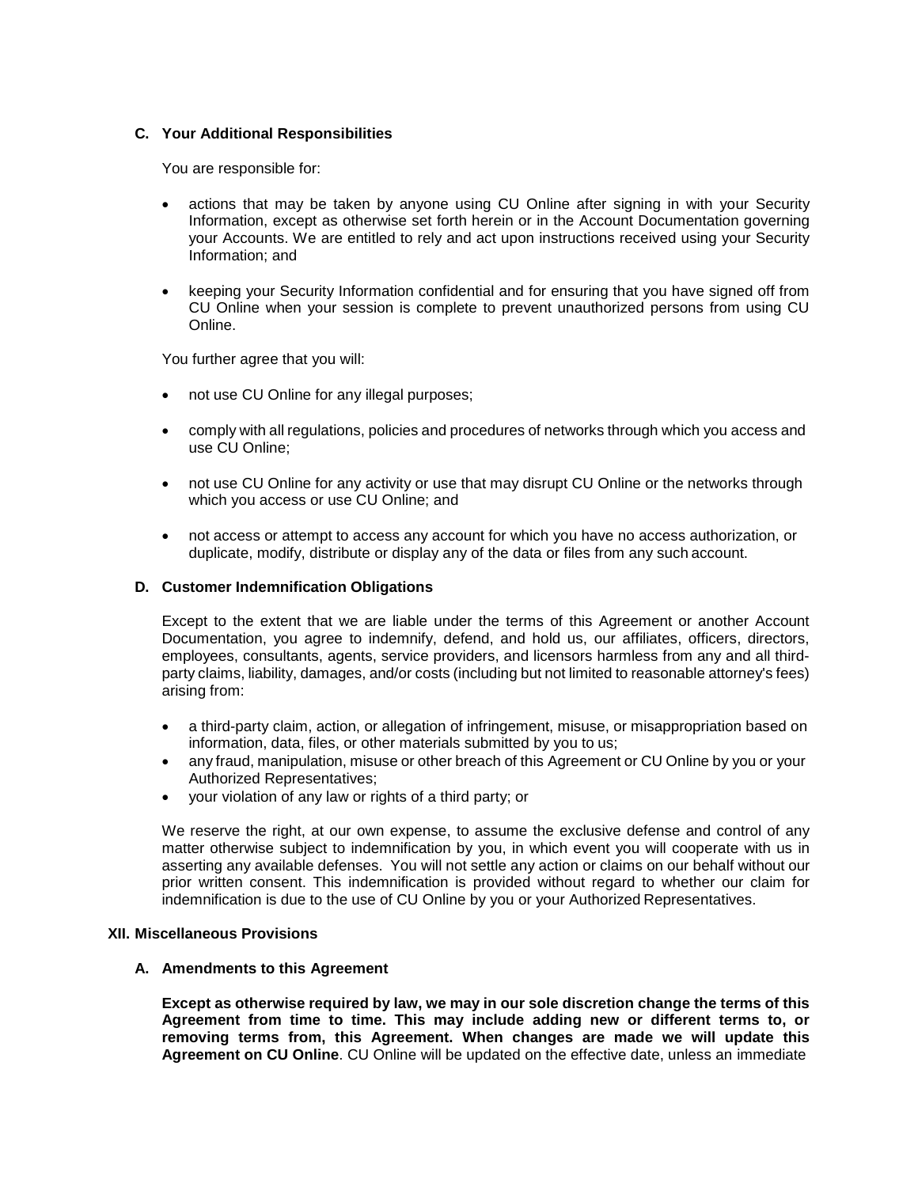### C. Your Additional Responsibilities

You are responsible for:

- actions that may be taken by anyone using CU Online after signing in with your Security Information, except as otherwise set forth herein or in the Account Documentation governing your Accounts. We are entitled to rely and act upon instructions received using your Security Information; and
- keeping your Security Information confidential and for ensuring that you have signed off from CU Online when your session is complete to prevent unauthorized persons from using CU Online.

You further agree that you will:

- not use CU Online for any illegal purposes;
- comply with all regulations, policies and procedures of networks through which you access and use CU Online;
- not use CU Online for any activity or use that may disrupt CU Online or the networks through which you access or use CU Online; and
- not access or attempt to access any account for which you have no access authorization, or duplicate, modify, distribute or display any of the data or files from any such account.

### D. Customer Indemnification Obligations

Except to the extent that we are liable under the terms of this Agreement or another Account Documentation, you agree to indemnify, defend, and hold us, our affiliates, officers, directors, employees, consultants, agents, service providers, and licensors harmless from any and all third-party claims, liability, damages, and/or costs (including but not limited to reasonable attorney's fees) arising from:

- a third-party claim, action, or allegation of infringement, misuse, or misappropriation based on information, data, files, or other materials submitted by you to us;
- any fraud, manipulation, misuse or other breach of this Agreement or CU Online by you or your Authorized Representatives;
- your violation of any law or rights of a third party; or

We reserve the right, at our own expense, to assume the exclusive defense and control of any matter otherwise subject to indemnification by you, in which event you will cooperate with us in asserting any available defenses. You will not settle any action or claims on our behalf without our prior written consent. This indemnification is provided without regard to whether our claim for indemnification is due to the use of CU Online by you or your Authorized Representatives.

## XII. Miscellaneous Provisions

### A. Amendments to this Agreement

**Except as otherwise required by law, we may in our sole discretion change the terms of this Agreement from time to time. This may include adding new or different terms to, or removing terms from, this Agreement. When changes are made we will update this Agreement on CU Online**. CU Online will be updated on the effective date, unless an immediate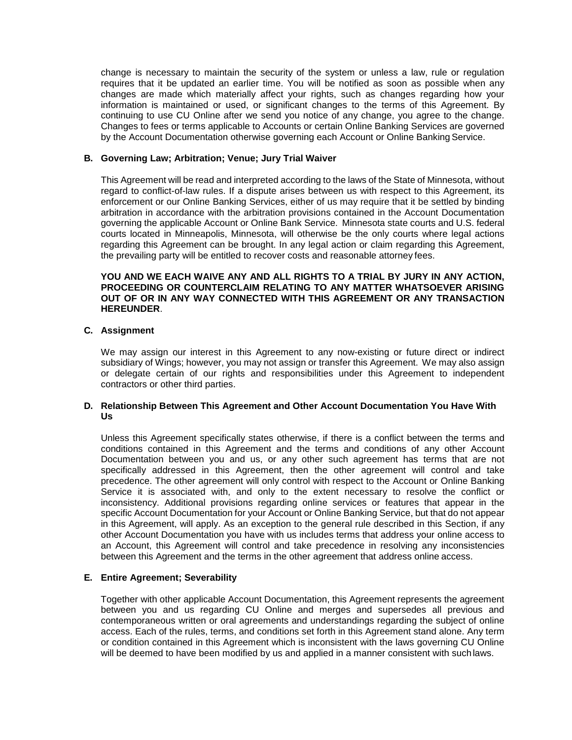change is necessary to maintain the security of the system or unless a law, rule or regulation requires that it be updated an earlier time. You will be notified as soon as possible when any changes are made which materially affect your rights, such as changes regarding how your information is maintained or used, or significant changes to the terms of this Agreement. By continuing to use CU Online after we send you notice of any change, you agree to the change. Changes to fees or terms applicable to Accounts or certain Online Banking Services are governed by the Account Documentation otherwise governing each Account or Online Banking Service.

**B. Governing Law; Arbitration; Venue; Jury Trial Waiver**

This Agreement will be read and interpreted according to the laws of the State of Minnesota, without regard to conflict-of-law rules. If a dispute arises between us with respect to this Agreement, its enforcement or our Online Banking Services, either of us may require that it be settled by binding arbitration in accordance with the arbitration provisions contained in the Account Documentation governing the applicable Account or Online Bank Service. Minnesota state courts and U.S. federal courts located in Minneapolis, Minnesota, will otherwise be the only courts where legal actions regarding this Agreement can be brought. In any legal action or claim regarding this Agreement, the prevailing party will be entitled to recover costs and reasonable attorney fees.

**YOU AND WE EACH WAIVE ANY AND ALL RIGHTS TO A TRIAL BY JURY IN ANY ACTION, PROCEEDING OR COUNTERCLAIM RELATING TO ANY MATTER WHATSOEVER ARISING OUT OF OR IN ANY WAY CONNECTED WITH THIS AGREEMENT OR ANY TRANSACTION HEREUNDER**.

**C. Assignment**

We may assign our interest in this Agreement to any now-existing or future direct or indirect subsidiary of Wings; however, you may not assign or transfer this Agreement. We may also assign or delegate certain of our rights and responsibilities under this Agreement to independent contractors or other third parties.

**D. Relationship Between This Agreement and Other Account Documentation You Have With Us**

Unless this Agreement specifically states otherwise, if there is a conflict between the terms and conditions contained in this Agreement and the terms and conditions of any other Account Documentation between you and us, or any other such agreement has terms that are not specifically addressed in this Agreement, then the other agreement will control and take precedence. The other agreement will only control with respect to the Account or Online Banking Service it is associated with, and only to the extent necessary to resolve the conflict or inconsistency. Additional provisions regarding online services or features that appear in the specific Account Documentation for your Account or Online Banking Service, but that do not appear in this Agreement, will apply. As an exception to the general rule described in this Section, if any other Account Documentation you have with us includes terms that address your online access to an Account, this Agreement will control and take precedence in resolving any inconsistencies between this Agreement and the terms in the other agreement that address online access.

**E. Entire Agreement; Severability**

Together with other applicable Account Documentation, this Agreement represents the agreement between you and us regarding CU Online and merges and supersedes all previous and contemporaneous written or oral agreements and understandings regarding the subject of online access. Each of the rules, terms, and conditions set forth in this Agreement stand alone. Any term or condition contained in this Agreement which is inconsistent with the laws governing CU Online will be deemed to have been modified by us and applied in a manner consistent with such laws.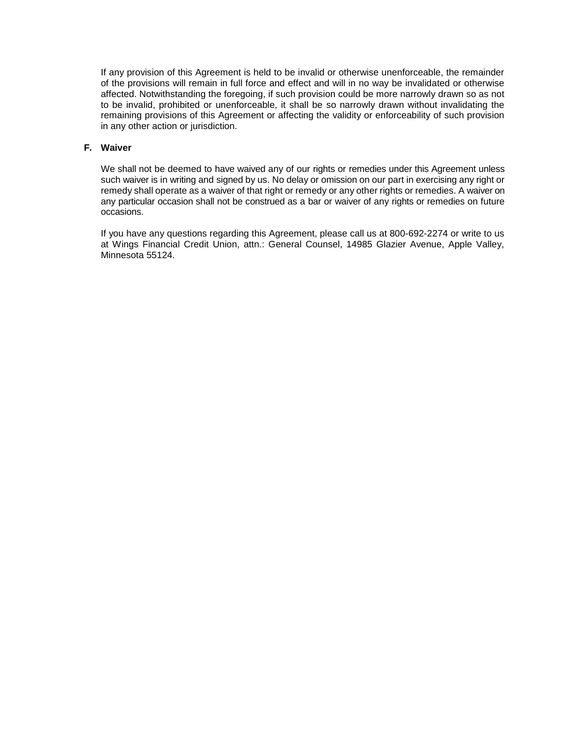If any provision of this Agreement is held to be invalid or otherwise unenforceable, the remainder of the provisions will remain in full force and effect and will in no way be invalidated or otherwise affected. Notwithstanding the foregoing, if such provision could be more narrowly drawn so as not to be invalid, prohibited or unenforceable, it shall be so narrowly drawn without invalidating the remaining provisions of this Agreement or affecting the validity or enforceability of such provision in any other action or jurisdiction.

**F. Waiver**

We shall not be deemed to have waived any of our rights or remedies under this Agreement unless such waiver is in writing and signed by us. No delay or omission on our part in exercising any right or remedy shall operate as a waiver of that right or remedy or any other rights or remedies. A waiver on any particular occasion shall not be construed as a bar or waiver of any rights or remedies on future occasions.

If you have any questions regarding this Agreement, please call us at 800-692-2274 or write to us at Wings Financial Credit Union, attn.: General Counsel, 14985 Glazier Avenue, Apple Valley, Minnesota 55124.